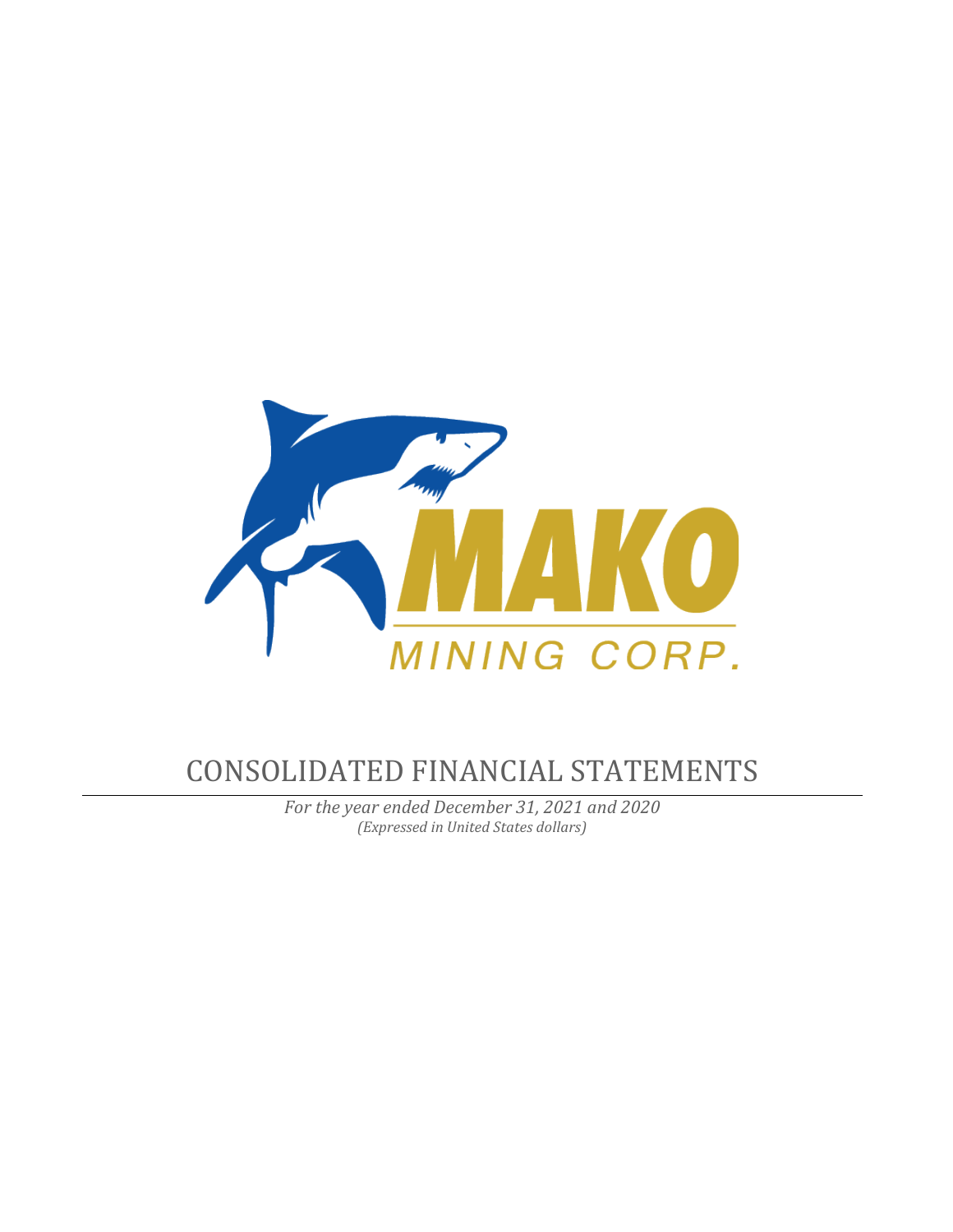MAKO

MINING CORP.

# CONSOLIDATED FINANCIAL STATEMENTS

*For the year ended December 31, 2021 and 2020*

*(Expressed in United States dollars)*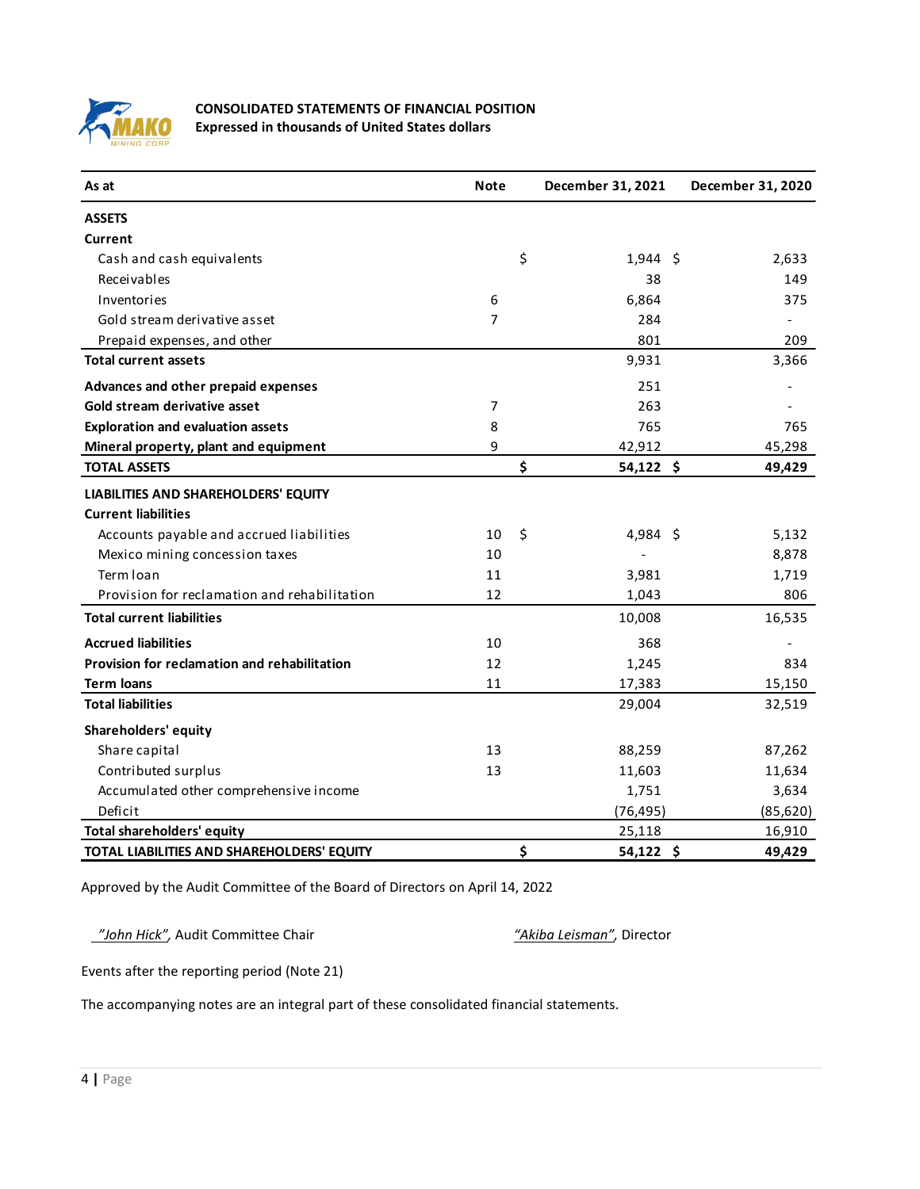# CONSOLIDATED STATEMENTS OF FINANCIAL POSITION
**Expressed in thousands of United States dollars**

| As at | Note | December 31, 2021 | December 31, 2020 |
|---|---|---|---|
| **ASSETS** | | | |
| **Current** | | | |
| Cash and cash equivalents | | $ 1,944 | $ 2,633 |
| Receivables | | 38 | 149 |
| Inventories | 6 | 6,864 | 375 |
| Gold stream derivative asset | 7 | 284 | - |
| Prepaid expenses, and other | | 801 | 209 |
| **Total current assets** | | 9,931 | 3,366 |
| **Advances and other prepaid expenses** | | 251 | - |
| **Gold stream derivative asset** | 7 | 263 | - |
| **Exploration and evaluation assets** | 8 | 765 | 765 |
| **Mineral property, plant and equipment** | 9 | 42,912 | 45,298 |
| **TOTAL ASSETS** | | **$ 54,122** | **$ 49,429** |
| **LIABILITIES AND SHAREHOLDERS' EQUITY** | | | |
| **Current liabilities** | | | |
| Accounts payable and accrued liabilities | 10 | $ 4,984 | $ 5,132 |
| Mexico mining concession taxes | 10 | - | 8,878 |
| Term loan | 11 | 3,981 | 1,719 |
| Provision for reclamation and rehabilitation | 12 | 1,043 | 806 |
| **Total current liabilities** | | 10,008 | 16,535 |
| **Accrued liabilities** | 10 | 368 | - |
| **Provision for reclamation and rehabilitation** | 12 | 1,245 | 834 |
| **Term loans** | 11 | 17,383 | 15,150 |
| **Total liabilities** | | 29,004 | 32,519 |
| **Shareholders' equity** | | | |
| Share capital | 13 | 88,259 | 87,262 |
| Contributed surplus | 13 | 11,603 | 11,634 |
| Accumulated other comprehensive income | | 1,751 | 3,634 |
| Deficit | | (76,495) | (85,620) |
| **Total shareholders' equity** | | 25,118 | 16,910 |
| **TOTAL LIABILITIES AND SHAREHOLDERS' EQUITY** | | **$ 54,122** | **$ 49,429** |

Approved by the Audit Committee of the Board of Directors on April 14, 2022

*"John Hick"*, Audit Committee Chair

*"Akiba Leisman"*, Director

Events after the reporting period (Note 21)

The accompanying notes are an integral part of these consolidated financial statements.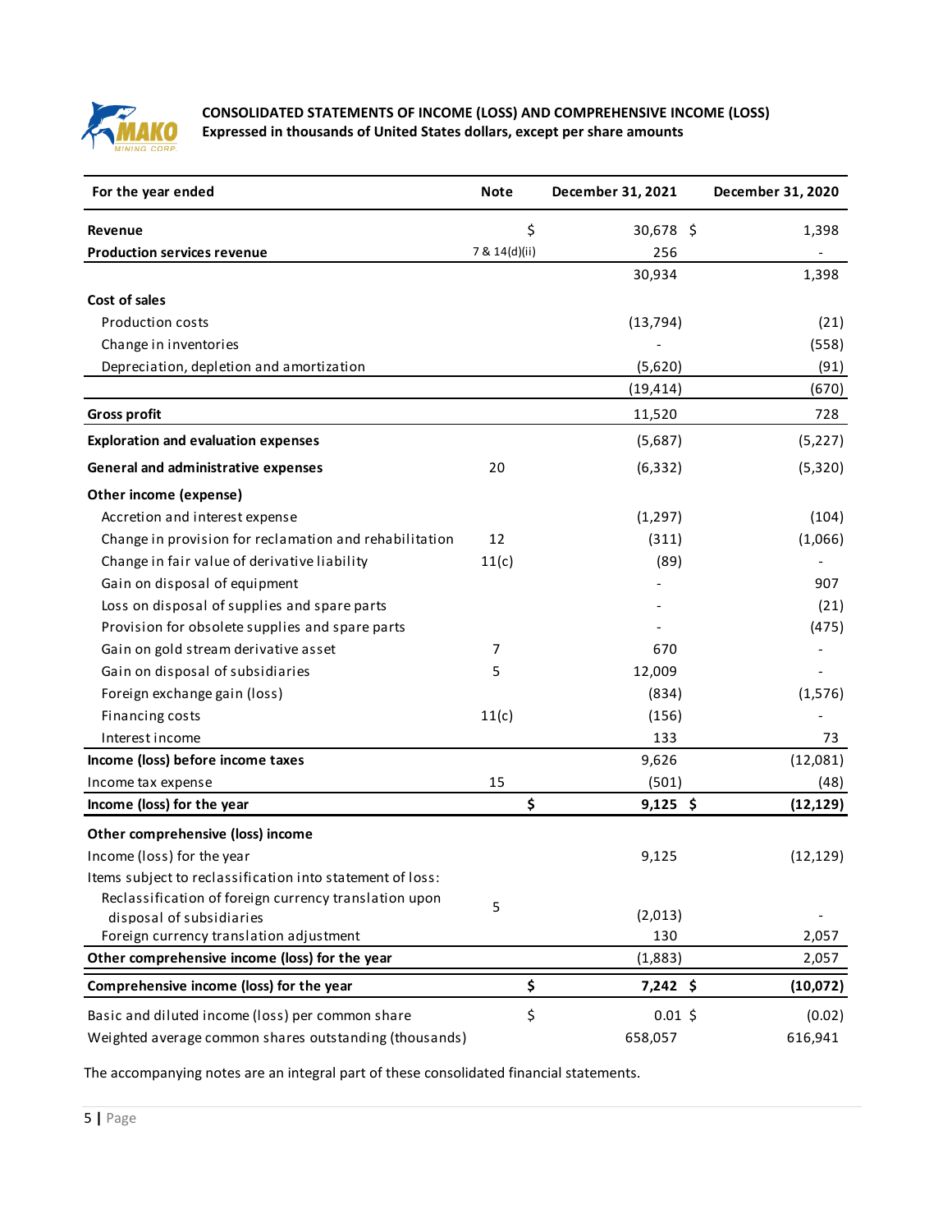# CONSOLIDATED STATEMENTS OF INCOME (LOSS) AND COMPREHENSIVE INCOME (LOSS)

**Expressed in thousands of United States dollars, except per share amounts**

| For the year ended | Note | December 31, 2021 | December 31, 2020 |
|---|---|---|---|
| **Revenue** | | $ 30,678 | $ 1,398 |
| **Production services revenue** | 7 & 14(d)(ii) | 256 | - |
| | | 30,934 | 1,398 |
| **Cost of sales** | | | |
| Production costs | | (13,794) | (21) |
| Change in inventories | | - | (558) |
| Depreciation, depletion and amortization | | (5,620) | (91) |
| | | (19,414) | (670) |
| **Gross profit** | | 11,520 | 728 |
| **Exploration and evaluation expenses** | | (5,687) | (5,227) |
| **General and administrative expenses** | 20 | (6,332) | (5,320) |
| **Other income (expense)** | | | |
| Accretion and interest expense | | (1,297) | (104) |
| Change in provision for reclamation and rehabilitation | 12 | (311) | (1,066) |
| Change in fair value of derivative liability | 11(c) | (89) | - |
| Gain on disposal of equipment | | - | 907 |
| Loss on disposal of supplies and spare parts | | - | (21) |
| Provision for obsolete supplies and spare parts | | - | (475) |
| Gain on gold stream derivative asset | 7 | 670 | - |
| Gain on disposal of subsidiaries | 5 | 12,009 | - |
| Foreign exchange gain (loss) | | (834) | (1,576) |
| Financing costs | 11(c) | (156) | - |
| Interest income | | 133 | 73 |
| **Income (loss) before income taxes** | | 9,626 | (12,081) |
| Income tax expense | 15 | (501) | (48) |
| **Income (loss) for the year** | | **$ 9,125** | **$ (12,129)** |
| **Other comprehensive (loss) income** | | | |
| Income (loss) for the year | | 9,125 | (12,129) |
| Items subject to reclassification into statement of loss: | | | |
| Reclassification of foreign currency translation upon disposal of subsidiaries | 5 | (2,013) | - |
| Foreign currency translation adjustment | | 130 | 2,057 |
| **Other comprehensive income (loss) for the year** | | (1,883) | 2,057 |
| **Comprehensive income (loss) for the year** | | **$ 7,242** | **$ (10,072)** |
| Basic and diluted income (loss) per common share | | $ 0.01 | $ (0.02) |
| Weighted average common shares outstanding (thousands) | | 658,057 | 616,941 |

The accompanying notes are an integral part of these consolidated financial statements.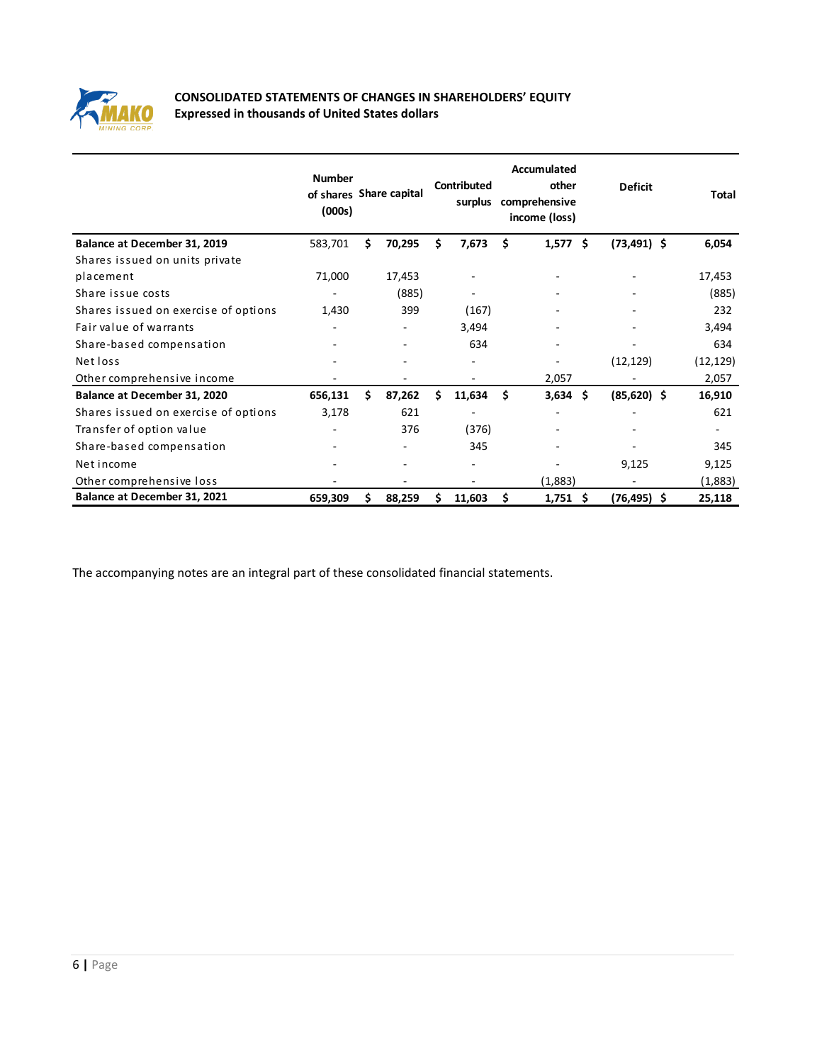## CONSOLIDATED STATEMENTS OF CHANGES IN SHAREHOLDERS' EQUITY

**Expressed in thousands of United States dollars**

| | Number of shares (000s) | Share capital | Contributed surplus | Accumulated other comprehensive income (loss) | Deficit | Total |
|---|---|---|---|---|---|---|
| **Balance at December 31, 2019** | 583,701 | $ 70,295 | $ 7,673 | $ 1,577 | $ (73,491) | $ 6,054 |
| Shares issued on units private placement | 71,000 | 17,453 | - | - | - | 17,453 |
| Share issue costs | - | (885) | - | - | - | (885) |
| Shares issued on exercise of options | 1,430 | 399 | (167) | - | - | 232 |
| Fair value of warrants | - | - | 3,494 | - | - | 3,494 |
| Share-based compensation | - | - | 634 | - | - | 634 |
| Net loss | - | - | - | - | (12,129) | (12,129) |
| Other comprehensive income | - | - | - | 2,057 | - | 2,057 |
| **Balance at December 31, 2020** | **656,131** | **$ 87,262** | **$ 11,634** | **$ 3,634** | **$ (85,620)** | **$ 16,910** |
| Shares issued on exercise of options | 3,178 | 621 | - | - | - | 621 |
| Transfer of option value | - | 376 | (376) | - | - | - |
| Share-based compensation | - | - | 345 | - | - | 345 |
| Net income | - | - | - | - | 9,125 | 9,125 |
| Other comprehensive loss | - | - | - | (1,883) | - | (1,883) |
| **Balance at December 31, 2021** | **659,309** | **$ 88,259** | **$ 11,603** | **$ 1,751** | **$ (76,495)** | **$ 25,118** |

The accompanying notes are an integral part of these consolidated financial statements.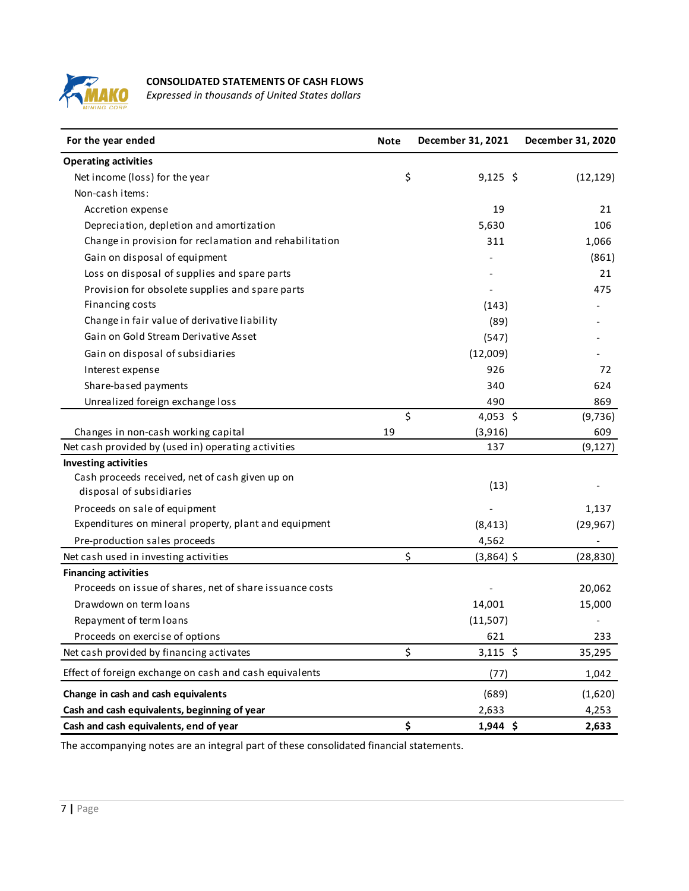**CONSOLIDATED STATEMENTS OF CASH FLOWS**

*Expressed in thousands of United States dollars*

| For the year ended | Note | December 31, 2021 | December 31, 2020 |
|---|---|---|---|
| **Operating activities** | | | |
| Net income (loss) for the year | | $ 9,125 | $ (12,129) |
| Non-cash items: | | | |
| Accretion expense | | 19 | 21 |
| Depreciation, depletion and amortization | | 5,630 | 106 |
| Change in provision for reclamation and rehabilitation | | 311 | 1,066 |
| Gain on disposal of equipment | | - | (861) |
| Loss on disposal of supplies and spare parts | | - | 21 |
| Provision for obsolete supplies and spare parts | | - | 475 |
| Financing costs | | (143) | - |
| Change in fair value of derivative liability | | (89) | - |
| Gain on Gold Stream Derivative Asset | | (547) | - |
| Gain on disposal of subsidiaries | | (12,009) | - |
| Interest expense | | 926 | 72 |
| Share-based payments | | 340 | 624 |
| Unrealized foreign exchange loss | | 490 | 869 |
| | | $ 4,053 | $ (9,736) |
| Changes in non-cash working capital | 19 | (3,916) | 609 |
| Net cash provided by (used in) operating activities | | 137 | (9,127) |
| **Investing activities** | | | |
| Cash proceeds received, net of cash given up on disposal of subsidiaries | | (13) | - |
| Proceeds on sale of equipment | | - | 1,137 |
| Expenditures on mineral property, plant and equipment | | (8,413) | (29,967) |
| Pre-production sales proceeds | | 4,562 | - |
| Net cash used in investing activities | | $ (3,864) | $ (28,830) |
| **Financing activities** | | | |
| Proceeds on issue of shares, net of share issuance costs | | - | 20,062 |
| Drawdown on term loans | | 14,001 | 15,000 |
| Repayment of term loans | | (11,507) | - |
| Proceeds on exercise of options | | 621 | 233 |
| Net cash provided by financing activates | | $ 3,115 | $ 35,295 |
| Effect of foreign exchange on cash and cash equivalents | | (77) | 1,042 |
| **Change in cash and cash equivalents** | | (689) | (1,620) |
| **Cash and cash equivalents, beginning of year** | | 2,633 | 4,253 |
| **Cash and cash equivalents, end of year** | | **$ 1,944** | **$ 2,633** |

The accompanying notes are an integral part of these consolidated financial statements.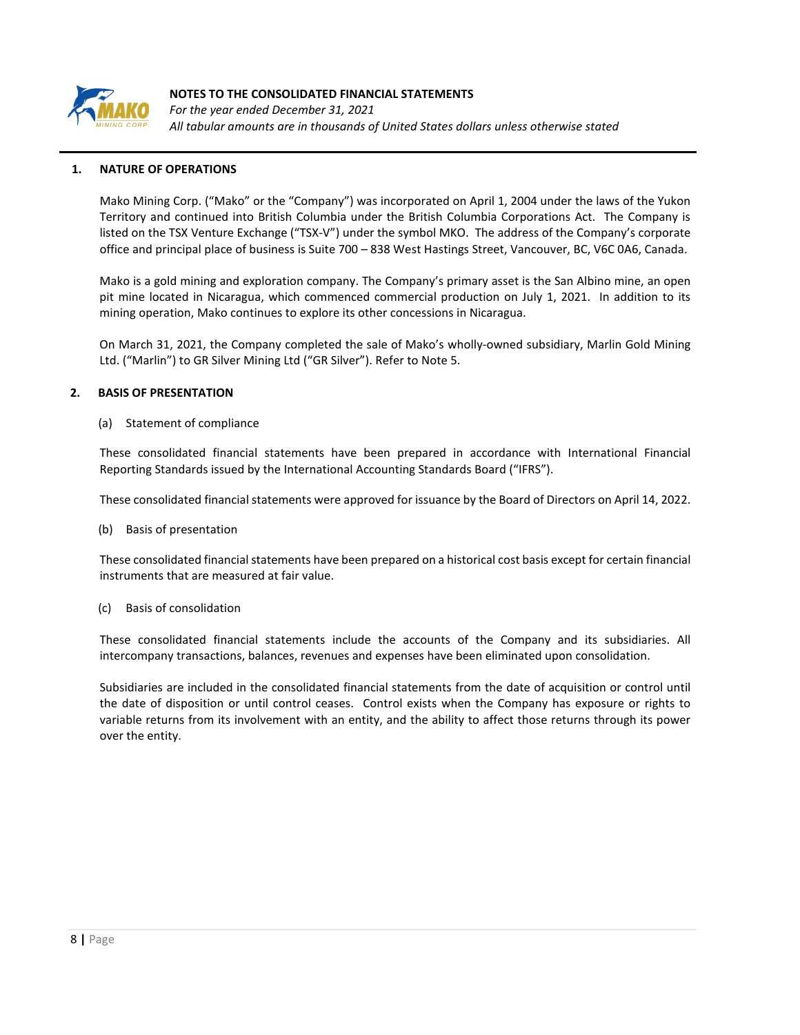## 1. NATURE OF OPERATIONS

Mako Mining Corp. ("Mako" or the "Company") was incorporated on April 1, 2004 under the laws of the Yukon Territory and continued into British Columbia under the British Columbia Corporations Act. The Company is listed on the TSX Venture Exchange ("TSX-V") under the symbol MKO. The address of the Company's corporate office and principal place of business is Suite 700 – 838 West Hastings Street, Vancouver, BC, V6C 0A6, Canada.

Mako is a gold mining and exploration company. The Company's primary asset is the San Albino mine, an open pit mine located in Nicaragua, which commenced commercial production on July 1, 2021. In addition to its mining operation, Mako continues to explore its other concessions in Nicaragua.

On March 31, 2021, the Company completed the sale of Mako's wholly-owned subsidiary, Marlin Gold Mining Ltd. ("Marlin") to GR Silver Mining Ltd ("GR Silver"). Refer to Note 5.

## 2. BASIS OF PRESENTATION

(a) Statement of compliance

These consolidated financial statements have been prepared in accordance with International Financial Reporting Standards issued by the International Accounting Standards Board ("IFRS").

These consolidated financial statements were approved for issuance by the Board of Directors on April 14, 2022.

(b) Basis of presentation

These consolidated financial statements have been prepared on a historical cost basis except for certain financial instruments that are measured at fair value.

(c) Basis of consolidation

These consolidated financial statements include the accounts of the Company and its subsidiaries. All intercompany transactions, balances, revenues and expenses have been eliminated upon consolidation.

Subsidiaries are included in the consolidated financial statements from the date of acquisition or control until the date of disposition or until control ceases. Control exists when the Company has exposure or rights to variable returns from its involvement with an entity, and the ability to affect those returns through its power over the entity.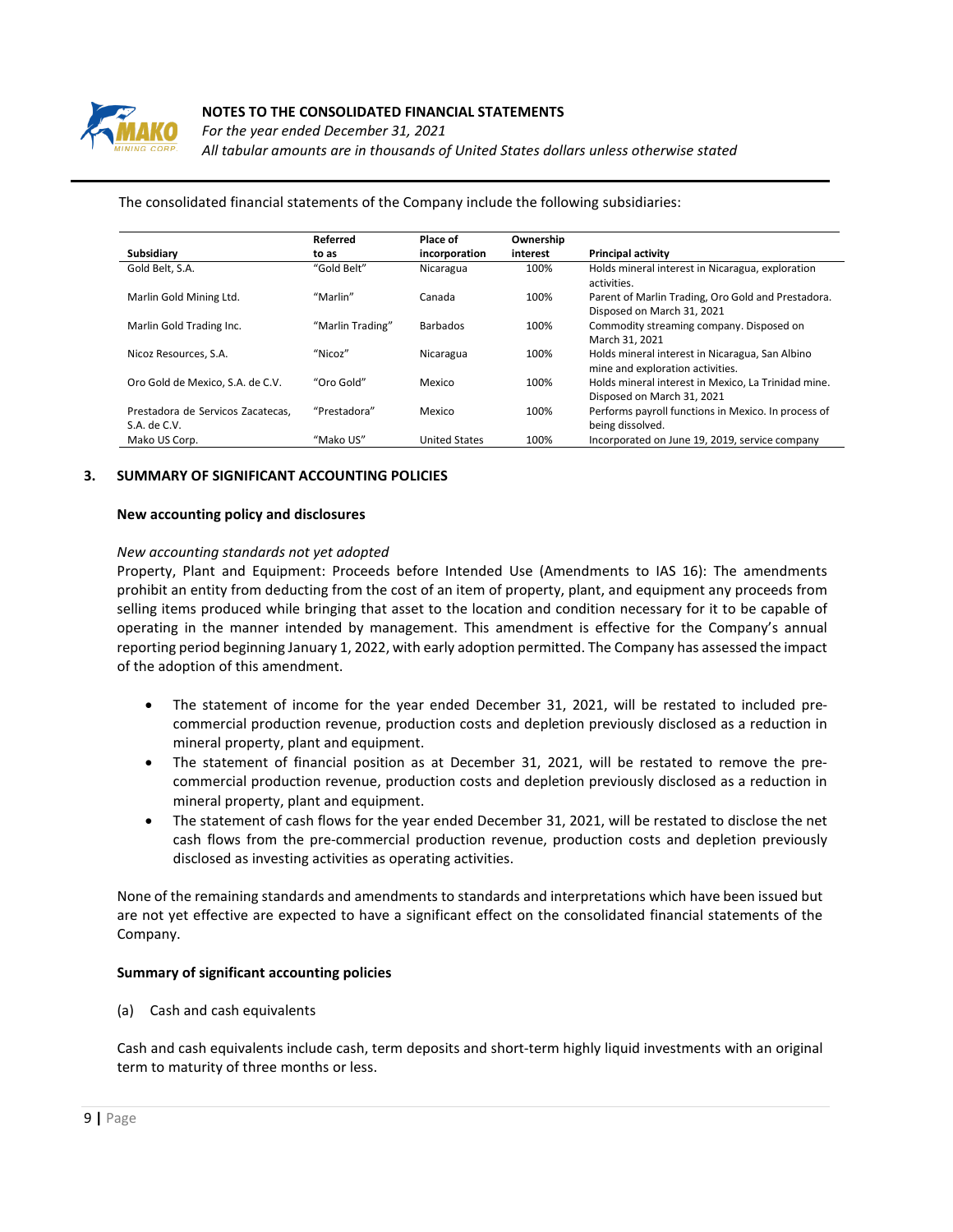The consolidated financial statements of the Company include the following subsidiaries:

| Subsidiary | Referred to as | Place of incorporation | Ownership interest | Principal activity |
|---|---|---|---|---|
| Gold Belt, S.A. | "Gold Belt" | Nicaragua | 100% | Holds mineral interest in Nicaragua, exploration activities. |
| Marlin Gold Mining Ltd. | "Marlin" | Canada | 100% | Parent of Marlin Trading, Oro Gold and Prestadora. Disposed on March 31, 2021 |
| Marlin Gold Trading Inc. | "Marlin Trading" | Barbados | 100% | Commodity streaming company. Disposed on March 31, 2021 |
| Nicoz Resources, S.A. | "Nicoz" | Nicaragua | 100% | Holds mineral interest in Nicaragua, San Albino mine and exploration activities. |
| Oro Gold de Mexico, S.A. de C.V. | "Oro Gold" | Mexico | 100% | Holds mineral interest in Mexico, La Trinidad mine. Disposed on March 31, 2021 |
| Prestadora de Servicos Zacatecas, S.A. de C.V. | "Prestadora" | Mexico | 100% | Performs payroll functions in Mexico. In process of being dissolved. |
| Mako US Corp. | "Mako US" | United States | 100% | Incorporated on June 19, 2019, service company |

## 3. SUMMARY OF SIGNIFICANT ACCOUNTING POLICIES

### New accounting policy and disclosures

*New accounting standards not yet adopted*

Property, Plant and Equipment: Proceeds before Intended Use (Amendments to IAS 16): The amendments prohibit an entity from deducting from the cost of an item of property, plant, and equipment any proceeds from selling items produced while bringing that asset to the location and condition necessary for it to be capable of operating in the manner intended by management. This amendment is effective for the Company's annual reporting period beginning January 1, 2022, with early adoption permitted. The Company has assessed the impact of the adoption of this amendment.

- The statement of income for the year ended December 31, 2021, will be restated to included pre-commercial production revenue, production costs and depletion previously disclosed as a reduction in mineral property, plant and equipment.
- The statement of financial position as at December 31, 2021, will be restated to remove the pre-commercial production revenue, production costs and depletion previously disclosed as a reduction in mineral property, plant and equipment.
- The statement of cash flows for the year ended December 31, 2021, will be restated to disclose the net cash flows from the pre-commercial production revenue, production costs and depletion previously disclosed as investing activities as operating activities.

None of the remaining standards and amendments to standards and interpretations which have been issued but are not yet effective are expected to have a significant effect on the consolidated financial statements of the Company.

### Summary of significant accounting policies

(a) Cash and cash equivalents

Cash and cash equivalents include cash, term deposits and short-term highly liquid investments with an original term to maturity of three months or less.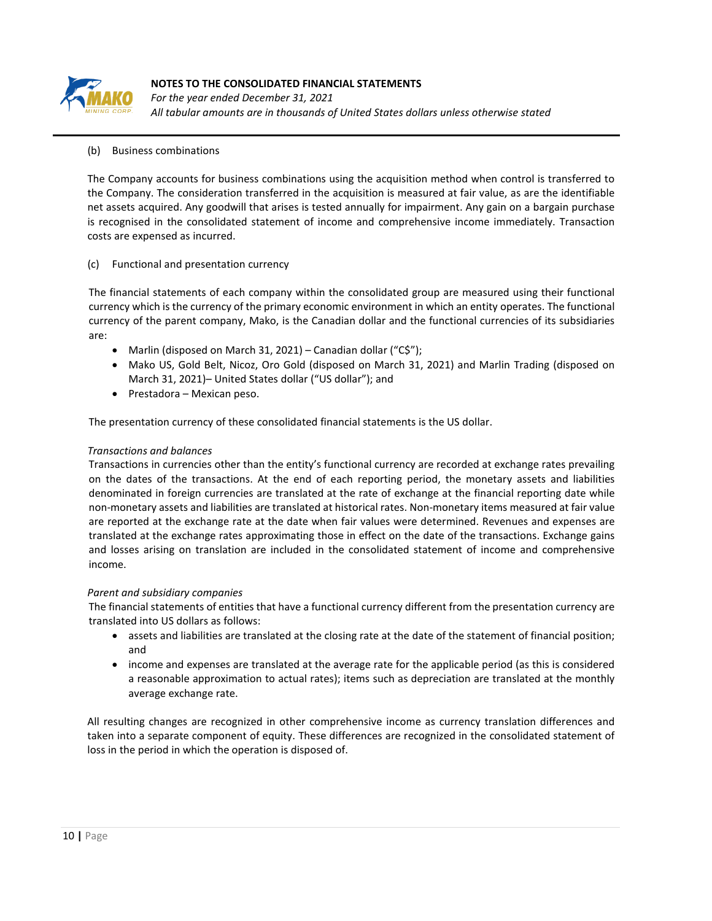(b) Business combinations

The Company accounts for business combinations using the acquisition method when control is transferred to the Company. The consideration transferred in the acquisition is measured at fair value, as are the identifiable net assets acquired. Any goodwill that arises is tested annually for impairment. Any gain on a bargain purchase is recognised in the consolidated statement of income and comprehensive income immediately. Transaction costs are expensed as incurred.

(c) Functional and presentation currency

The financial statements of each company within the consolidated group are measured using their functional currency which is the currency of the primary economic environment in which an entity operates. The functional currency of the parent company, Mako, is the Canadian dollar and the functional currencies of its subsidiaries are:

- Marlin (disposed on March 31, 2021) – Canadian dollar ("C$");
- Mako US, Gold Belt, Nicoz, Oro Gold (disposed on March 31, 2021) and Marlin Trading (disposed on March 31, 2021)– United States dollar ("US dollar"); and
- Prestadora – Mexican peso.

The presentation currency of these consolidated financial statements is the US dollar.

*Transactions and balances*
Transactions in currencies other than the entity's functional currency are recorded at exchange rates prevailing on the dates of the transactions. At the end of each reporting period, the monetary assets and liabilities denominated in foreign currencies are translated at the rate of exchange at the financial reporting date while non-monetary assets and liabilities are translated at historical rates. Non-monetary items measured at fair value are reported at the exchange rate at the date when fair values were determined. Revenues and expenses are translated at the exchange rates approximating those in effect on the date of the transactions. Exchange gains and losses arising on translation are included in the consolidated statement of income and comprehensive income.

*Parent and subsidiary companies*
The financial statements of entities that have a functional currency different from the presentation currency are translated into US dollars as follows:

- assets and liabilities are translated at the closing rate at the date of the statement of financial position; and
- income and expenses are translated at the average rate for the applicable period (as this is considered a reasonable approximation to actual rates); items such as depreciation are translated at the monthly average exchange rate.

All resulting changes are recognized in other comprehensive income as currency translation differences and taken into a separate component of equity. These differences are recognized in the consolidated statement of loss in the period in which the operation is disposed of.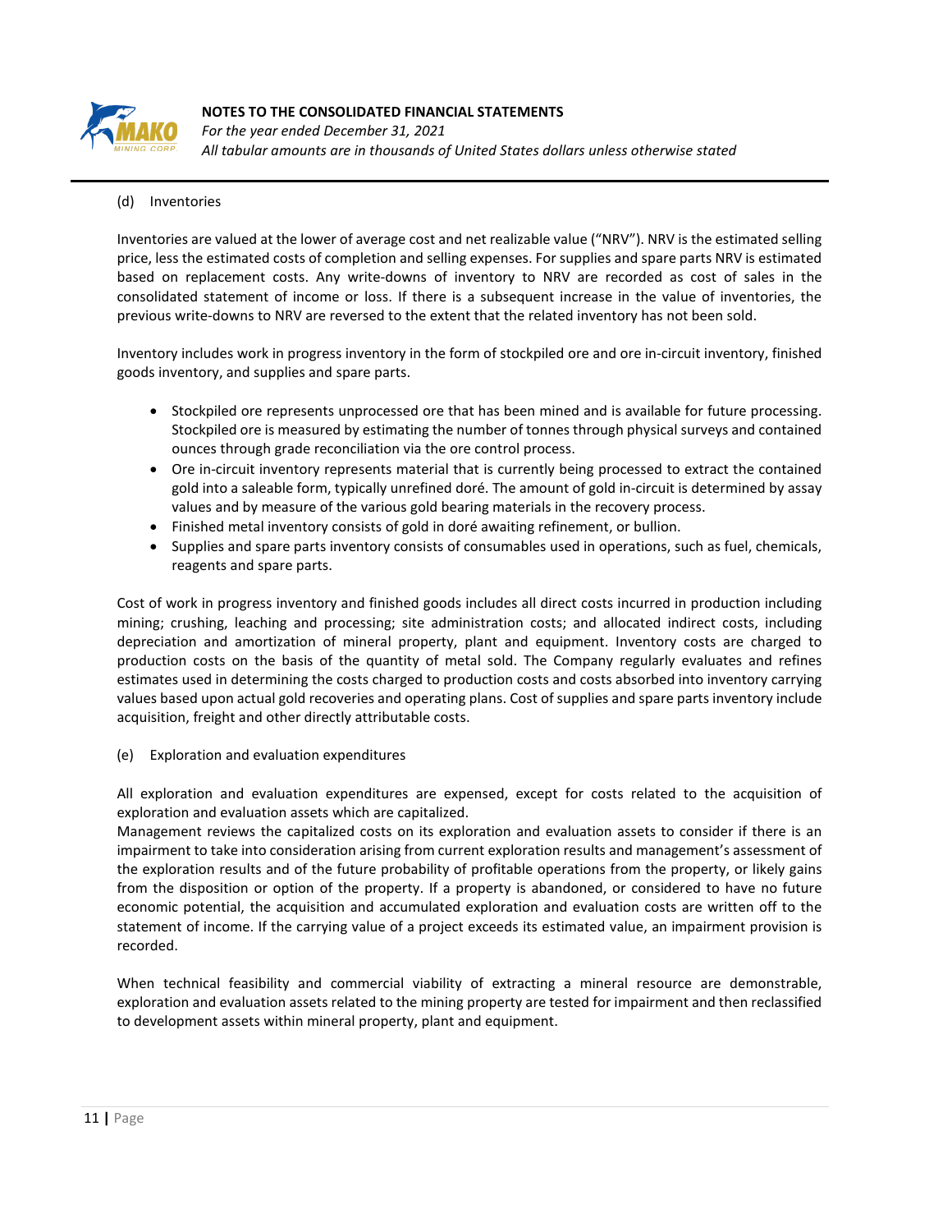(d) Inventories

Inventories are valued at the lower of average cost and net realizable value ("NRV"). NRV is the estimated selling price, less the estimated costs of completion and selling expenses. For supplies and spare parts NRV is estimated based on replacement costs. Any write-downs of inventory to NRV are recorded as cost of sales in the consolidated statement of income or loss. If there is a subsequent increase in the value of inventories, the previous write-downs to NRV are reversed to the extent that the related inventory has not been sold.

Inventory includes work in progress inventory in the form of stockpiled ore and ore in-circuit inventory, finished goods inventory, and supplies and spare parts.

- Stockpiled ore represents unprocessed ore that has been mined and is available for future processing. Stockpiled ore is measured by estimating the number of tonnes through physical surveys and contained ounces through grade reconciliation via the ore control process.
- Ore in-circuit inventory represents material that is currently being processed to extract the contained gold into a saleable form, typically unrefined doré. The amount of gold in-circuit is determined by assay values and by measure of the various gold bearing materials in the recovery process.
- Finished metal inventory consists of gold in doré awaiting refinement, or bullion.
- Supplies and spare parts inventory consists of consumables used in operations, such as fuel, chemicals, reagents and spare parts.

Cost of work in progress inventory and finished goods includes all direct costs incurred in production including mining; crushing, leaching and processing; site administration costs; and allocated indirect costs, including depreciation and amortization of mineral property, plant and equipment. Inventory costs are charged to production costs on the basis of the quantity of metal sold. The Company regularly evaluates and refines estimates used in determining the costs charged to production costs and costs absorbed into inventory carrying values based upon actual gold recoveries and operating plans. Cost of supplies and spare parts inventory include acquisition, freight and other directly attributable costs.

(e) Exploration and evaluation expenditures

All exploration and evaluation expenditures are expensed, except for costs related to the acquisition of exploration and evaluation assets which are capitalized.
Management reviews the capitalized costs on its exploration and evaluation assets to consider if there is an impairment to take into consideration arising from current exploration results and management's assessment of the exploration results and of the future probability of profitable operations from the property, or likely gains from the disposition or option of the property. If a property is abandoned, or considered to have no future economic potential, the acquisition and accumulated exploration and evaluation costs are written off to the statement of income. If the carrying value of a project exceeds its estimated value, an impairment provision is recorded.

When technical feasibility and commercial viability of extracting a mineral resource are demonstrable, exploration and evaluation assets related to the mining property are tested for impairment and then reclassified to development assets within mineral property, plant and equipment.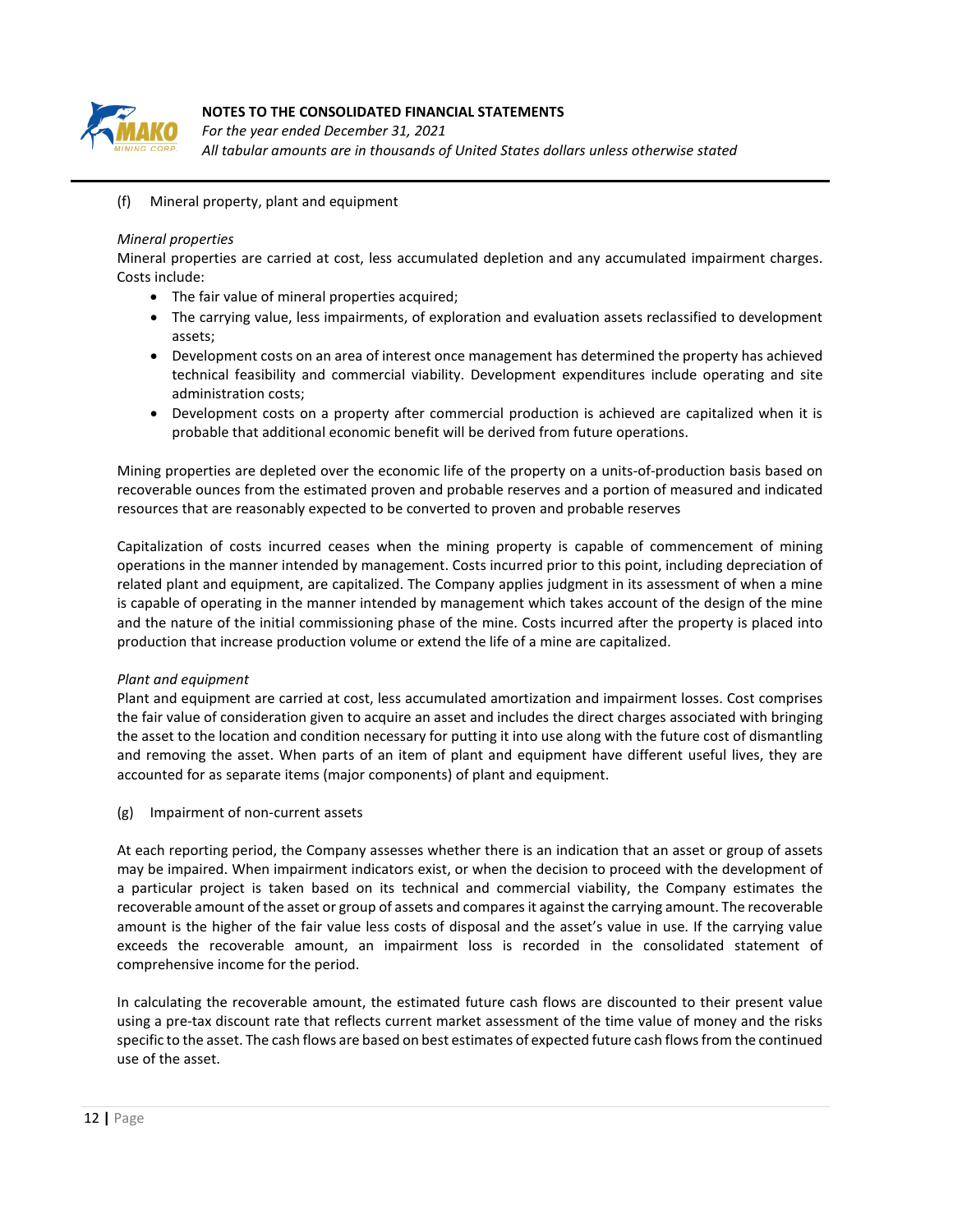(f) Mineral property, plant and equipment

*Mineral properties*

Mineral properties are carried at cost, less accumulated depletion and any accumulated impairment charges. Costs include:

- The fair value of mineral properties acquired;
- The carrying value, less impairments, of exploration and evaluation assets reclassified to development assets;
- Development costs on an area of interest once management has determined the property has achieved technical feasibility and commercial viability. Development expenditures include operating and site administration costs;
- Development costs on a property after commercial production is achieved are capitalized when it is probable that additional economic benefit will be derived from future operations.

Mining properties are depleted over the economic life of the property on a units-of-production basis based on recoverable ounces from the estimated proven and probable reserves and a portion of measured and indicated resources that are reasonably expected to be converted to proven and probable reserves

Capitalization of costs incurred ceases when the mining property is capable of commencement of mining operations in the manner intended by management. Costs incurred prior to this point, including depreciation of related plant and equipment, are capitalized. The Company applies judgment in its assessment of when a mine is capable of operating in the manner intended by management which takes account of the design of the mine and the nature of the initial commissioning phase of the mine. Costs incurred after the property is placed into production that increase production volume or extend the life of a mine are capitalized.

*Plant and equipment*

Plant and equipment are carried at cost, less accumulated amortization and impairment losses. Cost comprises the fair value of consideration given to acquire an asset and includes the direct charges associated with bringing the asset to the location and condition necessary for putting it into use along with the future cost of dismantling and removing the asset. When parts of an item of plant and equipment have different useful lives, they are accounted for as separate items (major components) of plant and equipment.

(g) Impairment of non-current assets

At each reporting period, the Company assesses whether there is an indication that an asset or group of assets may be impaired. When impairment indicators exist, or when the decision to proceed with the development of a particular project is taken based on its technical and commercial viability, the Company estimates the recoverable amount of the asset or group of assets and compares it against the carrying amount. The recoverable amount is the higher of the fair value less costs of disposal and the asset's value in use. If the carrying value exceeds the recoverable amount, an impairment loss is recorded in the consolidated statement of comprehensive income for the period.

In calculating the recoverable amount, the estimated future cash flows are discounted to their present value using a pre-tax discount rate that reflects current market assessment of the time value of money and the risks specific to the asset. The cash flows are based on best estimates of expected future cash flows from the continued use of the asset.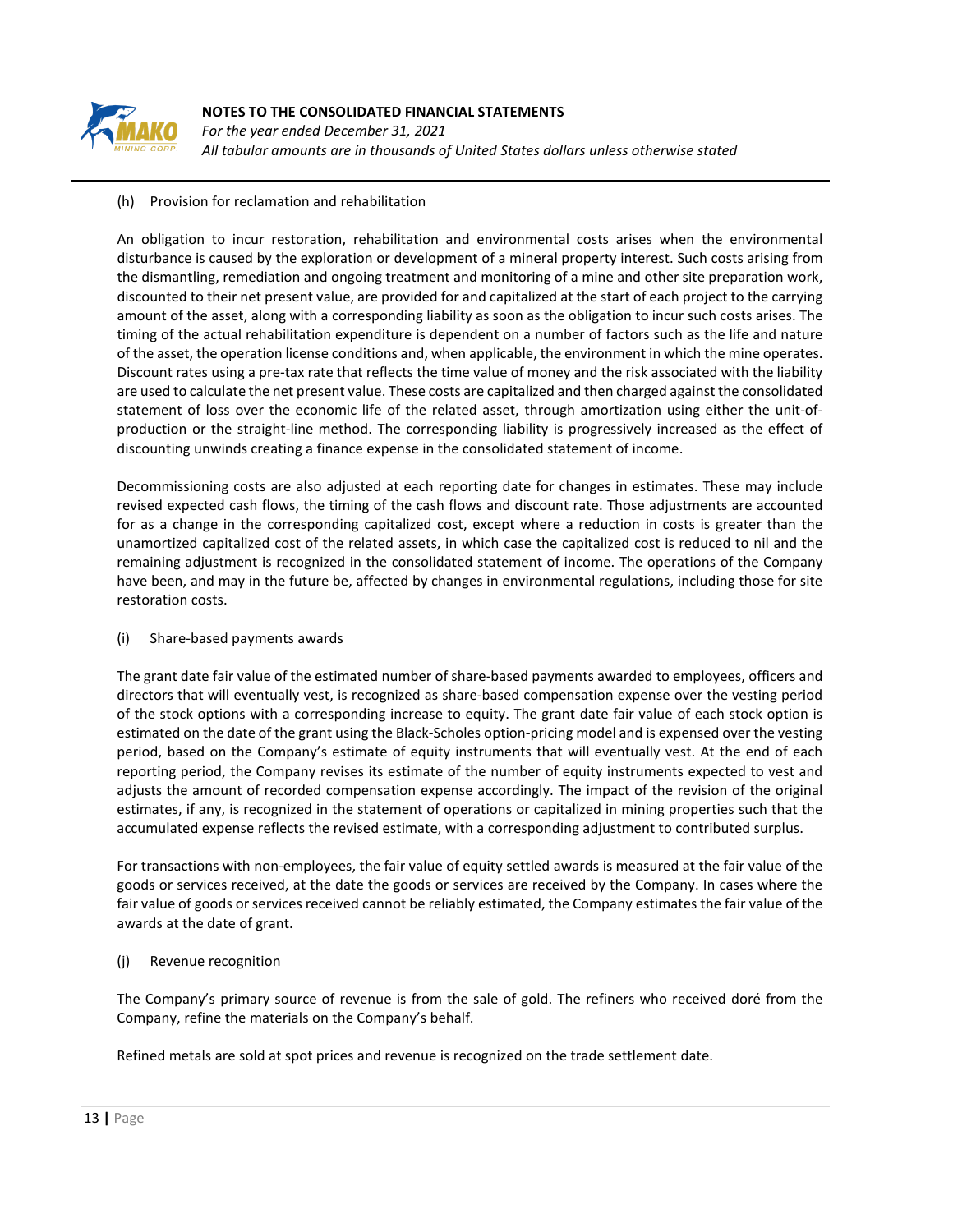(h) Provision for reclamation and rehabilitation

An obligation to incur restoration, rehabilitation and environmental costs arises when the environmental disturbance is caused by the exploration or development of a mineral property interest. Such costs arising from the dismantling, remediation and ongoing treatment and monitoring of a mine and other site preparation work, discounted to their net present value, are provided for and capitalized at the start of each project to the carrying amount of the asset, along with a corresponding liability as soon as the obligation to incur such costs arises. The timing of the actual rehabilitation expenditure is dependent on a number of factors such as the life and nature of the asset, the operation license conditions and, when applicable, the environment in which the mine operates. Discount rates using a pre-tax rate that reflects the time value of money and the risk associated with the liability are used to calculate the net present value. These costs are capitalized and then charged against the consolidated statement of loss over the economic life of the related asset, through amortization using either the unit-of-production or the straight-line method. The corresponding liability is progressively increased as the effect of discounting unwinds creating a finance expense in the consolidated statement of income.

Decommissioning costs are also adjusted at each reporting date for changes in estimates. These may include revised expected cash flows, the timing of the cash flows and discount rate. Those adjustments are accounted for as a change in the corresponding capitalized cost, except where a reduction in costs is greater than the unamortized capitalized cost of the related assets, in which case the capitalized cost is reduced to nil and the remaining adjustment is recognized in the consolidated statement of income. The operations of the Company have been, and may in the future be, affected by changes in environmental regulations, including those for site restoration costs.

(i) Share-based payments awards

The grant date fair value of the estimated number of share-based payments awarded to employees, officers and directors that will eventually vest, is recognized as share-based compensation expense over the vesting period of the stock options with a corresponding increase to equity. The grant date fair value of each stock option is estimated on the date of the grant using the Black-Scholes option-pricing model and is expensed over the vesting period, based on the Company's estimate of equity instruments that will eventually vest. At the end of each reporting period, the Company revises its estimate of the number of equity instruments expected to vest and adjusts the amount of recorded compensation expense accordingly. The impact of the revision of the original estimates, if any, is recognized in the statement of operations or capitalized in mining properties such that the accumulated expense reflects the revised estimate, with a corresponding adjustment to contributed surplus.

For transactions with non-employees, the fair value of equity settled awards is measured at the fair value of the goods or services received, at the date the goods or services are received by the Company. In cases where the fair value of goods or services received cannot be reliably estimated, the Company estimates the fair value of the awards at the date of grant.

(j) Revenue recognition

The Company's primary source of revenue is from the sale of gold. The refiners who received doré from the Company, refine the materials on the Company's behalf.

Refined metals are sold at spot prices and revenue is recognized on the trade settlement date.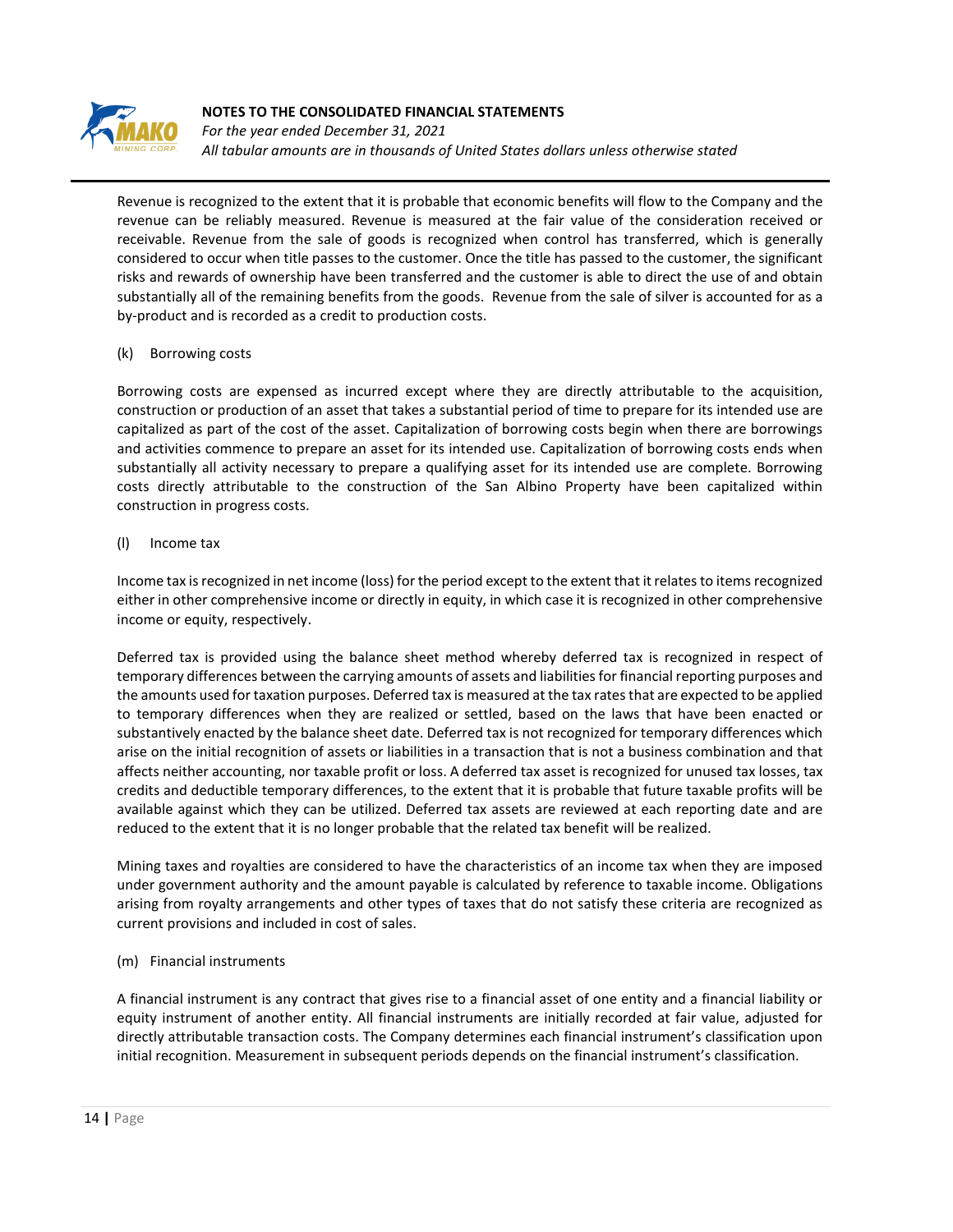Revenue is recognized to the extent that it is probable that economic benefits will flow to the Company and the revenue can be reliably measured. Revenue is measured at the fair value of the consideration received or receivable. Revenue from the sale of goods is recognized when control has transferred, which is generally considered to occur when title passes to the customer. Once the title has passed to the customer, the significant risks and rewards of ownership have been transferred and the customer is able to direct the use of and obtain substantially all of the remaining benefits from the goods. Revenue from the sale of silver is accounted for as a by-product and is recorded as a credit to production costs.

(k) Borrowing costs

Borrowing costs are expensed as incurred except where they are directly attributable to the acquisition, construction or production of an asset that takes a substantial period of time to prepare for its intended use are capitalized as part of the cost of the asset. Capitalization of borrowing costs begin when there are borrowings and activities commence to prepare an asset for its intended use. Capitalization of borrowing costs ends when substantially all activity necessary to prepare a qualifying asset for its intended use are complete. Borrowing costs directly attributable to the construction of the San Albino Property have been capitalized within construction in progress costs.

(l) Income tax

Income tax is recognized in net income (loss) for the period except to the extent that it relates to items recognized either in other comprehensive income or directly in equity, in which case it is recognized in other comprehensive income or equity, respectively.

Deferred tax is provided using the balance sheet method whereby deferred tax is recognized in respect of temporary differences between the carrying amounts of assets and liabilities for financial reporting purposes and the amounts used for taxation purposes. Deferred tax is measured at the tax rates that are expected to be applied to temporary differences when they are realized or settled, based on the laws that have been enacted or substantively enacted by the balance sheet date. Deferred tax is not recognized for temporary differences which arise on the initial recognition of assets or liabilities in a transaction that is not a business combination and that affects neither accounting, nor taxable profit or loss. A deferred tax asset is recognized for unused tax losses, tax credits and deductible temporary differences, to the extent that it is probable that future taxable profits will be available against which they can be utilized. Deferred tax assets are reviewed at each reporting date and are reduced to the extent that it is no longer probable that the related tax benefit will be realized.

Mining taxes and royalties are considered to have the characteristics of an income tax when they are imposed under government authority and the amount payable is calculated by reference to taxable income. Obligations arising from royalty arrangements and other types of taxes that do not satisfy these criteria are recognized as current provisions and included in cost of sales.

(m) Financial instruments

A financial instrument is any contract that gives rise to a financial asset of one entity and a financial liability or equity instrument of another entity. All financial instruments are initially recorded at fair value, adjusted for directly attributable transaction costs. The Company determines each financial instrument's classification upon initial recognition. Measurement in subsequent periods depends on the financial instrument's classification.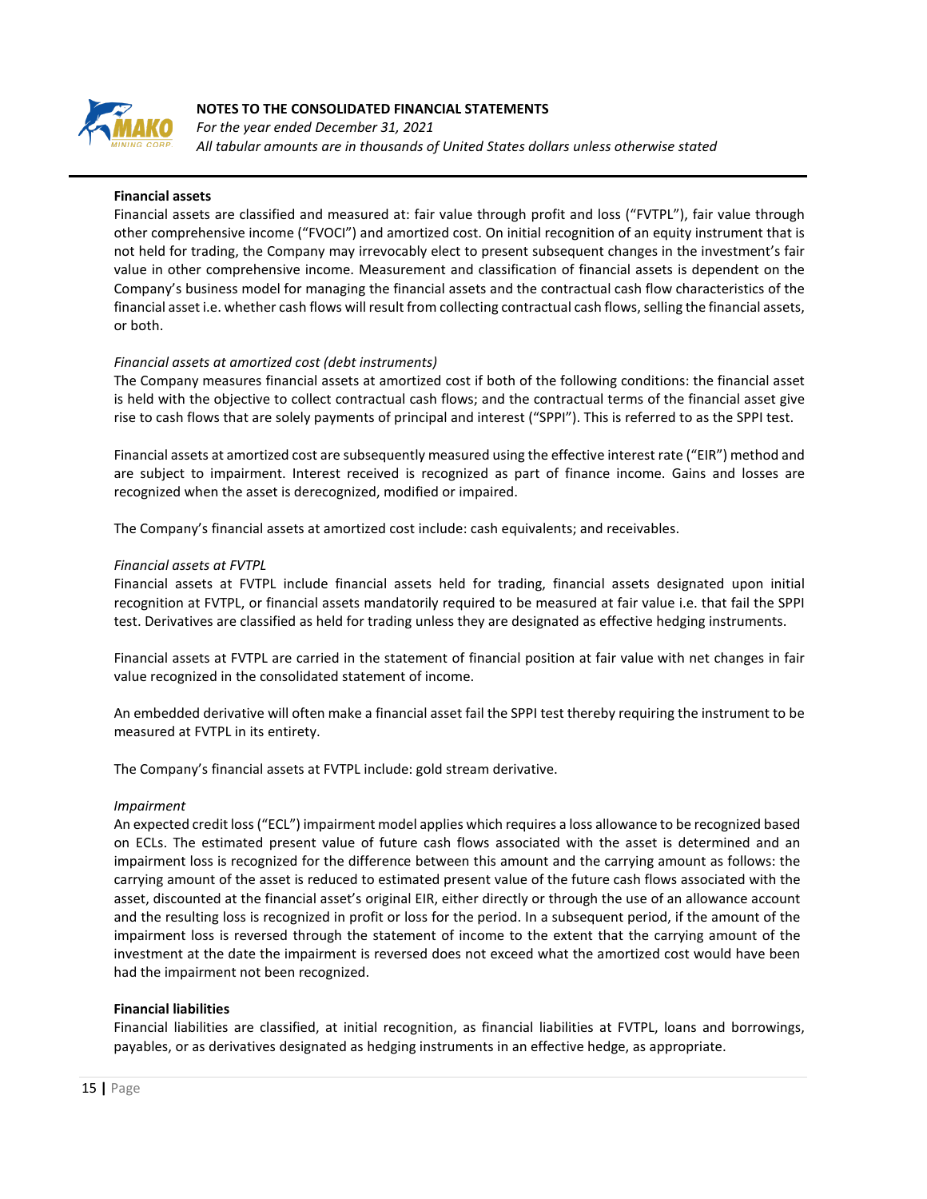**Financial assets**

Financial assets are classified and measured at: fair value through profit and loss ("FVTPL"), fair value through other comprehensive income ("FVOCI") and amortized cost. On initial recognition of an equity instrument that is not held for trading, the Company may irrevocably elect to present subsequent changes in the investment's fair value in other comprehensive income. Measurement and classification of financial assets is dependent on the Company's business model for managing the financial assets and the contractual cash flow characteristics of the financial asset i.e. whether cash flows will result from collecting contractual cash flows, selling the financial assets, or both.

*Financial assets at amortized cost (debt instruments)*

The Company measures financial assets at amortized cost if both of the following conditions: the financial asset is held with the objective to collect contractual cash flows; and the contractual terms of the financial asset give rise to cash flows that are solely payments of principal and interest ("SPPI"). This is referred to as the SPPI test.

Financial assets at amortized cost are subsequently measured using the effective interest rate ("EIR") method and are subject to impairment. Interest received is recognized as part of finance income. Gains and losses are recognized when the asset is derecognized, modified or impaired.

The Company's financial assets at amortized cost include: cash equivalents; and receivables.

*Financial assets at FVTPL*

Financial assets at FVTPL include financial assets held for trading, financial assets designated upon initial recognition at FVTPL, or financial assets mandatorily required to be measured at fair value i.e. that fail the SPPI test. Derivatives are classified as held for trading unless they are designated as effective hedging instruments.

Financial assets at FVTPL are carried in the statement of financial position at fair value with net changes in fair value recognized in the consolidated statement of income.

An embedded derivative will often make a financial asset fail the SPPI test thereby requiring the instrument to be measured at FVTPL in its entirety.

The Company's financial assets at FVTPL include: gold stream derivative.

*Impairment*

An expected credit loss ("ECL") impairment model applies which requires a loss allowance to be recognized based on ECLs. The estimated present value of future cash flows associated with the asset is determined and an impairment loss is recognized for the difference between this amount and the carrying amount as follows: the carrying amount of the asset is reduced to estimated present value of the future cash flows associated with the asset, discounted at the financial asset's original EIR, either directly or through the use of an allowance account and the resulting loss is recognized in profit or loss for the period. In a subsequent period, if the amount of the impairment loss is reversed through the statement of income to the extent that the carrying amount of the investment at the date the impairment is reversed does not exceed what the amortized cost would have been had the impairment not been recognized.

**Financial liabilities**

Financial liabilities are classified, at initial recognition, as financial liabilities at FVTPL, loans and borrowings, payables, or as derivatives designated as hedging instruments in an effective hedge, as appropriate.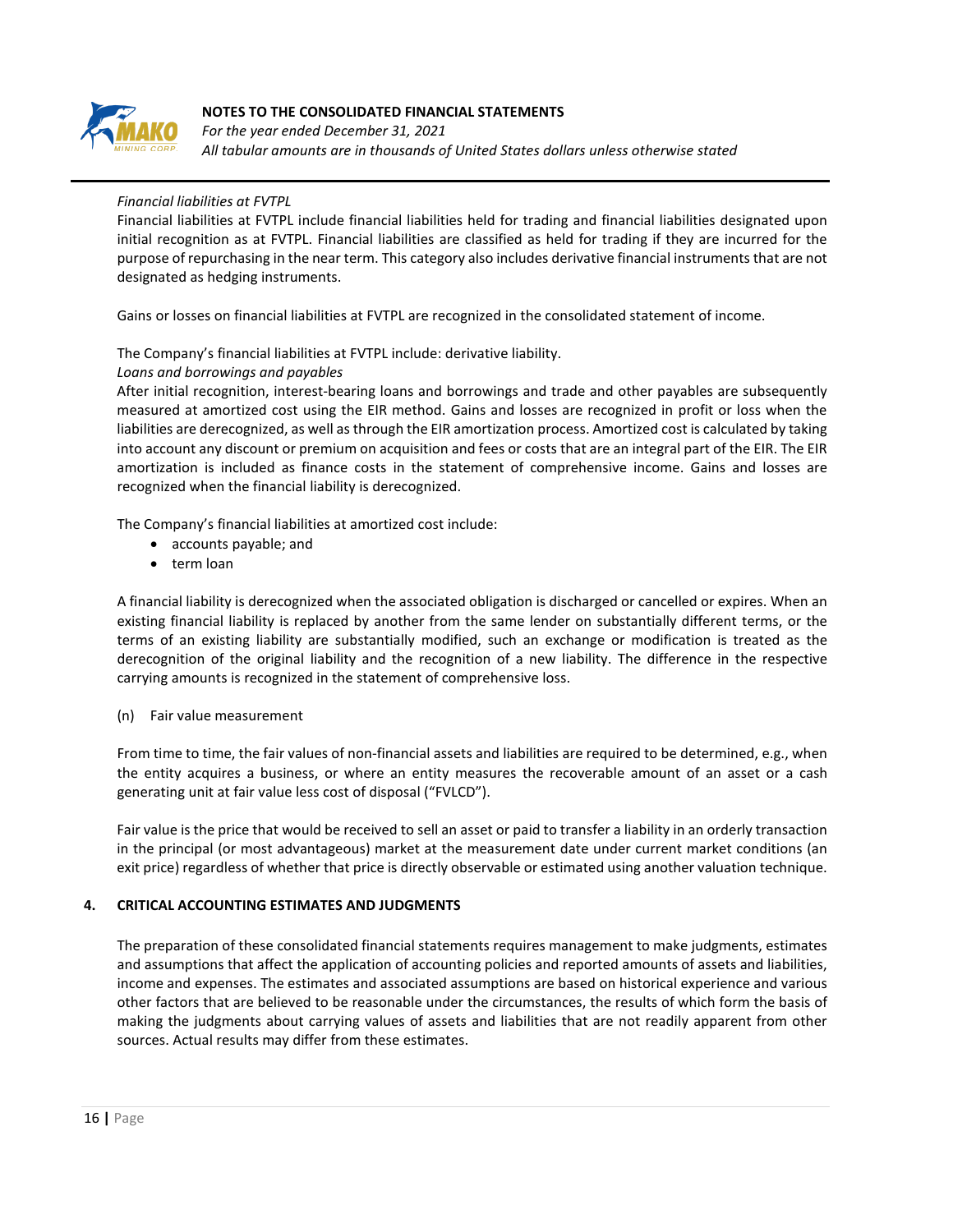*Financial liabilities at FVTPL*

Financial liabilities at FVTPL include financial liabilities held for trading and financial liabilities designated upon initial recognition as at FVTPL. Financial liabilities are classified as held for trading if they are incurred for the purpose of repurchasing in the near term. This category also includes derivative financial instruments that are not designated as hedging instruments.

Gains or losses on financial liabilities at FVTPL are recognized in the consolidated statement of income.

The Company's financial liabilities at FVTPL include: derivative liability.

*Loans and borrowings and payables*

After initial recognition, interest-bearing loans and borrowings and trade and other payables are subsequently measured at amortized cost using the EIR method. Gains and losses are recognized in profit or loss when the liabilities are derecognized, as well as through the EIR amortization process. Amortized cost is calculated by taking into account any discount or premium on acquisition and fees or costs that are an integral part of the EIR. The EIR amortization is included as finance costs in the statement of comprehensive income. Gains and losses are recognized when the financial liability is derecognized.

The Company's financial liabilities at amortized cost include:

- accounts payable; and
- term loan

A financial liability is derecognized when the associated obligation is discharged or cancelled or expires. When an existing financial liability is replaced by another from the same lender on substantially different terms, or the terms of an existing liability are substantially modified, such an exchange or modification is treated as the derecognition of the original liability and the recognition of a new liability. The difference in the respective carrying amounts is recognized in the statement of comprehensive loss.

(n) Fair value measurement

From time to time, the fair values of non-financial assets and liabilities are required to be determined, e.g., when the entity acquires a business, or where an entity measures the recoverable amount of an asset or a cash generating unit at fair value less cost of disposal ("FVLCD").

Fair value is the price that would be received to sell an asset or paid to transfer a liability in an orderly transaction in the principal (or most advantageous) market at the measurement date under current market conditions (an exit price) regardless of whether that price is directly observable or estimated using another valuation technique.

## 4. CRITICAL ACCOUNTING ESTIMATES AND JUDGMENTS

The preparation of these consolidated financial statements requires management to make judgments, estimates and assumptions that affect the application of accounting policies and reported amounts of assets and liabilities, income and expenses. The estimates and associated assumptions are based on historical experience and various other factors that are believed to be reasonable under the circumstances, the results of which form the basis of making the judgments about carrying values of assets and liabilities that are not readily apparent from other sources. Actual results may differ from these estimates.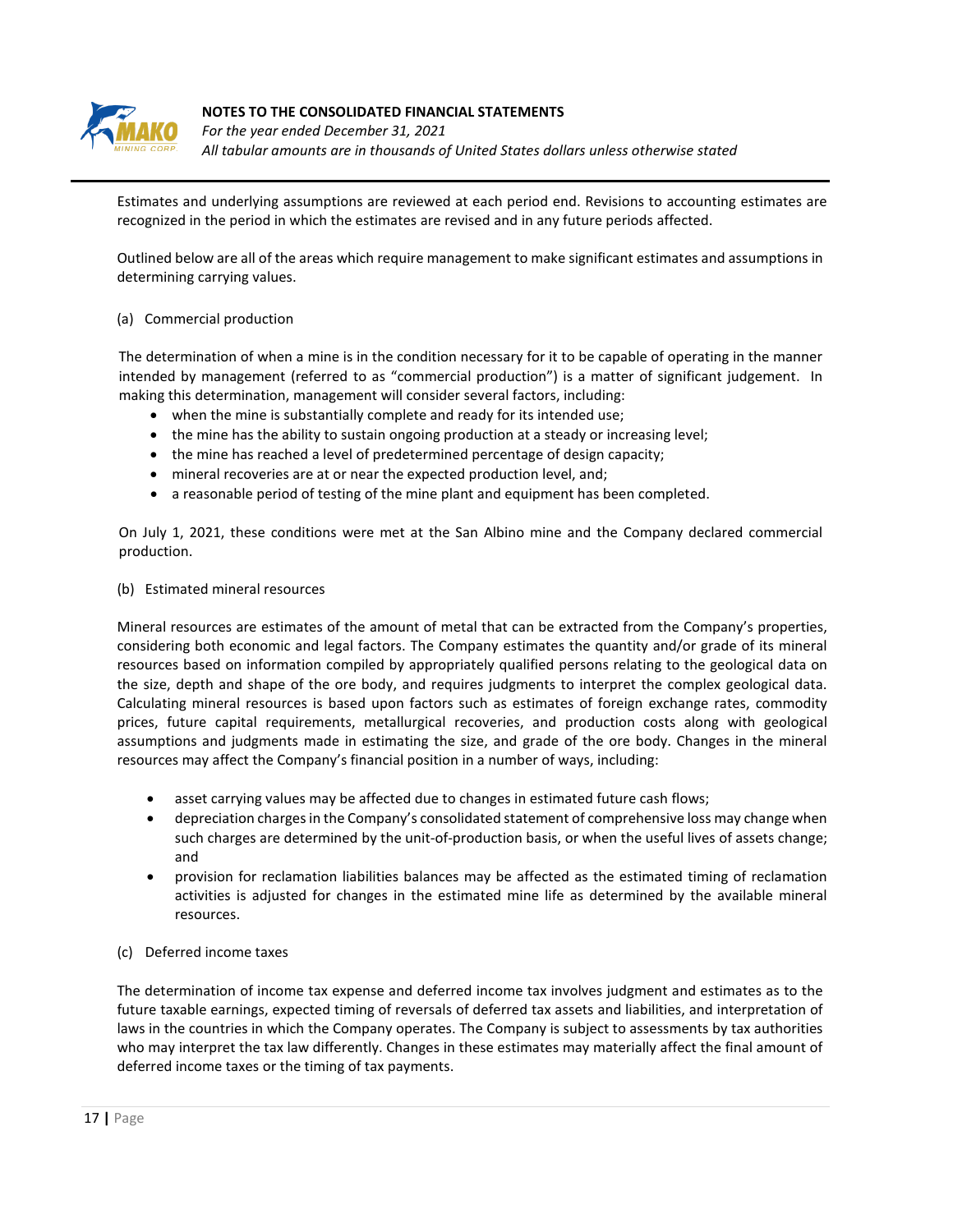Estimates and underlying assumptions are reviewed at each period end. Revisions to accounting estimates are recognized in the period in which the estimates are revised and in any future periods affected.

Outlined below are all of the areas which require management to make significant estimates and assumptions in determining carrying values.

(a) Commercial production

The determination of when a mine is in the condition necessary for it to be capable of operating in the manner intended by management (referred to as "commercial production") is a matter of significant judgement. In making this determination, management will consider several factors, including:

- when the mine is substantially complete and ready for its intended use;
- the mine has the ability to sustain ongoing production at a steady or increasing level;
- the mine has reached a level of predetermined percentage of design capacity;
- mineral recoveries are at or near the expected production level, and;
- a reasonable period of testing of the mine plant and equipment has been completed.

On July 1, 2021, these conditions were met at the San Albino mine and the Company declared commercial production.

(b) Estimated mineral resources

Mineral resources are estimates of the amount of metal that can be extracted from the Company's properties, considering both economic and legal factors. The Company estimates the quantity and/or grade of its mineral resources based on information compiled by appropriately qualified persons relating to the geological data on the size, depth and shape of the ore body, and requires judgments to interpret the complex geological data. Calculating mineral resources is based upon factors such as estimates of foreign exchange rates, commodity prices, future capital requirements, metallurgical recoveries, and production costs along with geological assumptions and judgments made in estimating the size, and grade of the ore body. Changes in the mineral resources may affect the Company's financial position in a number of ways, including:

- asset carrying values may be affected due to changes in estimated future cash flows;
- depreciation charges in the Company's consolidated statement of comprehensive loss may change when such charges are determined by the unit-of-production basis, or when the useful lives of assets change; and
- provision for reclamation liabilities balances may be affected as the estimated timing of reclamation activities is adjusted for changes in the estimated mine life as determined by the available mineral resources.

(c) Deferred income taxes

The determination of income tax expense and deferred income tax involves judgment and estimates as to the future taxable earnings, expected timing of reversals of deferred tax assets and liabilities, and interpretation of laws in the countries in which the Company operates. The Company is subject to assessments by tax authorities who may interpret the tax law differently. Changes in these estimates may materially affect the final amount of deferred income taxes or the timing of tax payments.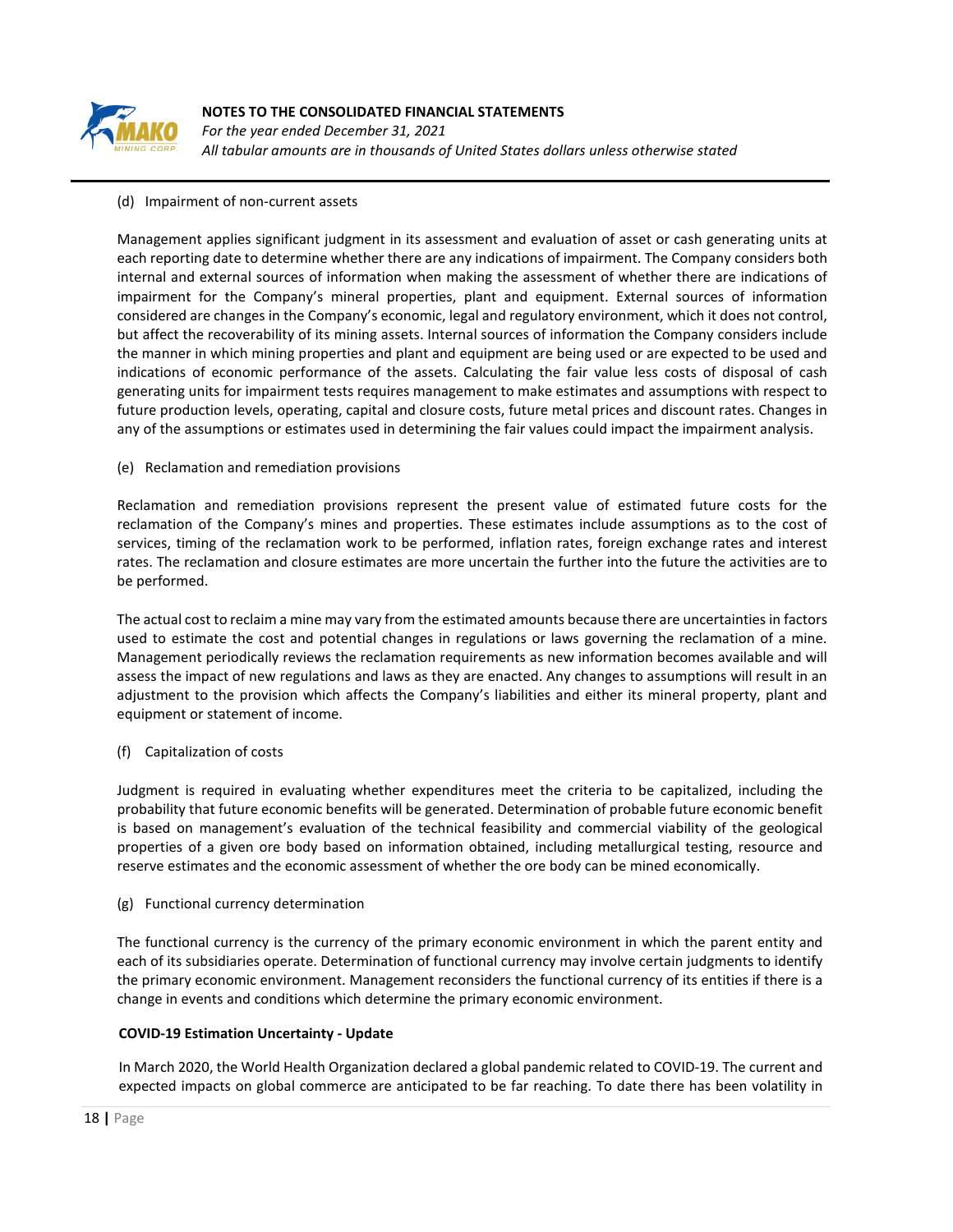(d) Impairment of non-current assets

Management applies significant judgment in its assessment and evaluation of asset or cash generating units at each reporting date to determine whether there are any indications of impairment. The Company considers both internal and external sources of information when making the assessment of whether there are indications of impairment for the Company's mineral properties, plant and equipment. External sources of information considered are changes in the Company's economic, legal and regulatory environment, which it does not control, but affect the recoverability of its mining assets. Internal sources of information the Company considers include the manner in which mining properties and plant and equipment are being used or are expected to be used and indications of economic performance of the assets. Calculating the fair value less costs of disposal of cash generating units for impairment tests requires management to make estimates and assumptions with respect to future production levels, operating, capital and closure costs, future metal prices and discount rates. Changes in any of the assumptions or estimates used in determining the fair values could impact the impairment analysis.

(e) Reclamation and remediation provisions

Reclamation and remediation provisions represent the present value of estimated future costs for the reclamation of the Company's mines and properties. These estimates include assumptions as to the cost of services, timing of the reclamation work to be performed, inflation rates, foreign exchange rates and interest rates. The reclamation and closure estimates are more uncertain the further into the future the activities are to be performed.

The actual cost to reclaim a mine may vary from the estimated amounts because there are uncertainties in factors used to estimate the cost and potential changes in regulations or laws governing the reclamation of a mine. Management periodically reviews the reclamation requirements as new information becomes available and will assess the impact of new regulations and laws as they are enacted. Any changes to assumptions will result in an adjustment to the provision which affects the Company's liabilities and either its mineral property, plant and equipment or statement of income.

(f) Capitalization of costs

Judgment is required in evaluating whether expenditures meet the criteria to be capitalized, including the probability that future economic benefits will be generated. Determination of probable future economic benefit is based on management's evaluation of the technical feasibility and commercial viability of the geological properties of a given ore body based on information obtained, including metallurgical testing, resource and reserve estimates and the economic assessment of whether the ore body can be mined economically.

(g) Functional currency determination

The functional currency is the currency of the primary economic environment in which the parent entity and each of its subsidiaries operate. Determination of functional currency may involve certain judgments to identify the primary economic environment. Management reconsiders the functional currency of its entities if there is a change in events and conditions which determine the primary economic environment.

**COVID-19 Estimation Uncertainty - Update**

In March 2020, the World Health Organization declared a global pandemic related to COVID-19. The current and expected impacts on global commerce are anticipated to be far reaching. To date there has been volatility in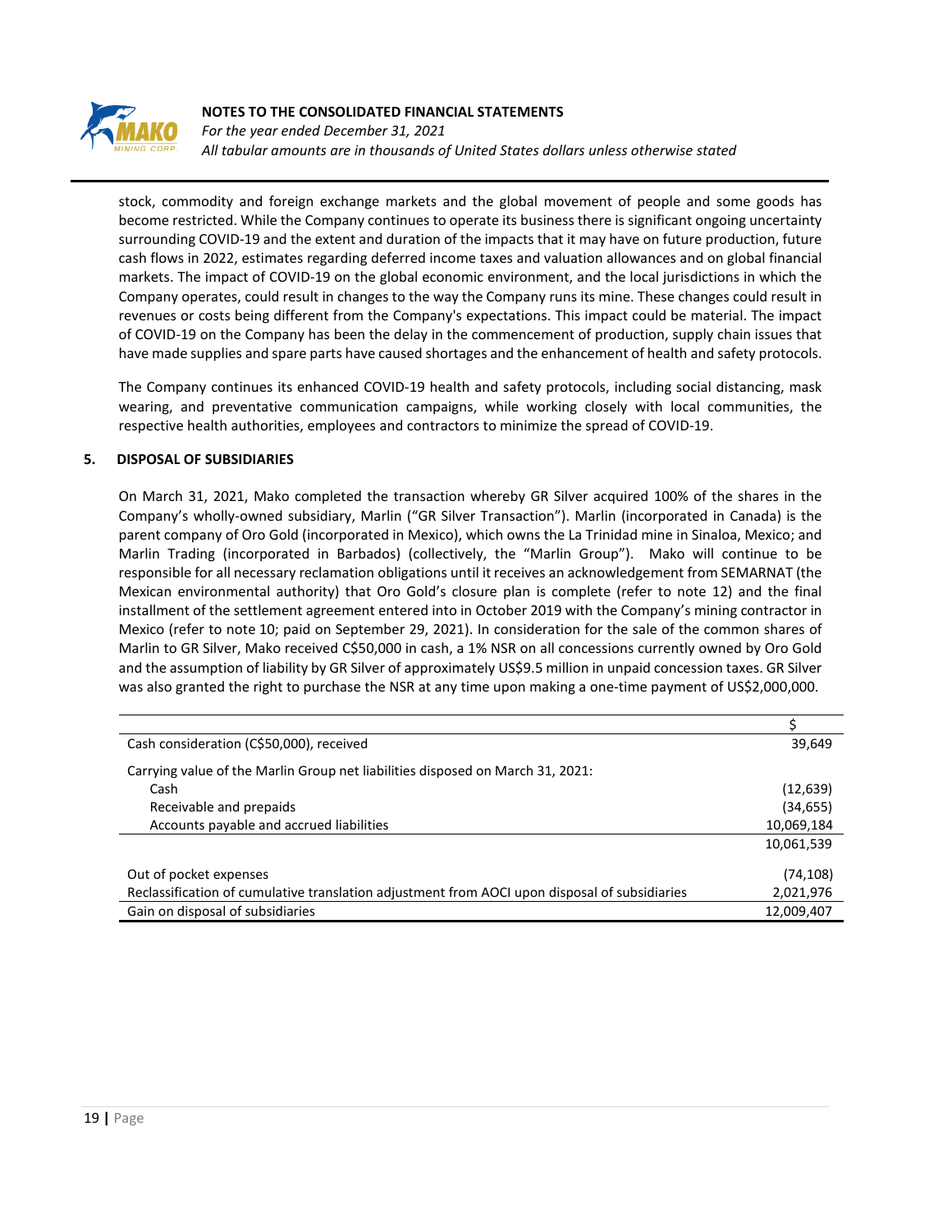stock, commodity and foreign exchange markets and the global movement of people and some goods has become restricted. While the Company continues to operate its business there is significant ongoing uncertainty surrounding COVID-19 and the extent and duration of the impacts that it may have on future production, future cash flows in 2022, estimates regarding deferred income taxes and valuation allowances and on global financial markets. The impact of COVID-19 on the global economic environment, and the local jurisdictions in which the Company operates, could result in changes to the way the Company runs its mine. These changes could result in revenues or costs being different from the Company's expectations. This impact could be material. The impact of COVID-19 on the Company has been the delay in the commencement of production, supply chain issues that have made supplies and spare parts have caused shortages and the enhancement of health and safety protocols.

The Company continues its enhanced COVID-19 health and safety protocols, including social distancing, mask wearing, and preventative communication campaigns, while working closely with local communities, the respective health authorities, employees and contractors to minimize the spread of COVID-19.

## 5. DISPOSAL OF SUBSIDIARIES

On March 31, 2021, Mako completed the transaction whereby GR Silver acquired 100% of the shares in the Company's wholly-owned subsidiary, Marlin ("GR Silver Transaction"). Marlin (incorporated in Canada) is the parent company of Oro Gold (incorporated in Mexico), which owns the La Trinidad mine in Sinaloa, Mexico; and Marlin Trading (incorporated in Barbados) (collectively, the "Marlin Group"). Mako will continue to be responsible for all necessary reclamation obligations until it receives an acknowledgement from SEMARNAT (the Mexican environmental authority) that Oro Gold's closure plan is complete (refer to note 12) and the final installment of the settlement agreement entered into in October 2019 with the Company's mining contractor in Mexico (refer to note 10; paid on September 29, 2021). In consideration for the sale of the common shares of Marlin to GR Silver, Mako received C$50,000 in cash, a 1% NSR on all concessions currently owned by Oro Gold and the assumption of liability by GR Silver of approximately US$9.5 million in unpaid concession taxes. GR Silver was also granted the right to purchase the NSR at any time upon making a one-time payment of US$2,000,000.

| | $ |
|---|---|
| Cash consideration (C$50,000), received | 39,649 |
| Carrying value of the Marlin Group net liabilities disposed on March 31, 2021: | |
| Cash | (12,639) |
| Receivable and prepaids | (34,655) |
| Accounts payable and accrued liabilities | 10,069,184 |
| | 10,061,539 |
| Out of pocket expenses | (74,108) |
| Reclassification of cumulative translation adjustment from AOCI upon disposal of subsidiaries | 2,021,976 |
| Gain on disposal of subsidiaries | 12,009,407 |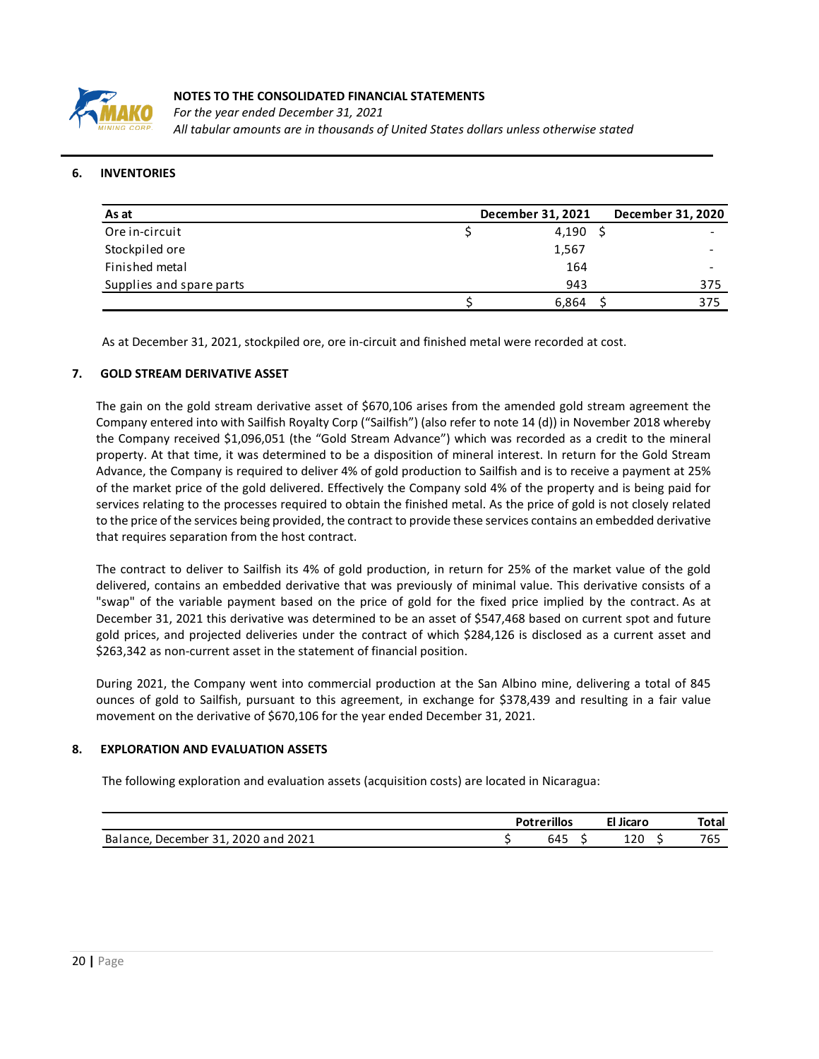## 6. INVENTORIES

| As at | December 31, 2021 | December 31, 2020 |
|---|---|---|
| Ore in-circuit | $ 4,190 | $ - |
| Stockpiled ore | 1,567 | - |
| Finished metal | 164 | - |
| Supplies and spare parts | 943 | 375 |
| | $ 6,864 | $ 375 |

As at December 31, 2021, stockpiled ore, ore in-circuit and finished metal were recorded at cost.

## 7. GOLD STREAM DERIVATIVE ASSET

The gain on the gold stream derivative asset of $670,106 arises from the amended gold stream agreement the Company entered into with Sailfish Royalty Corp ("Sailfish") (also refer to note 14 (d)) in November 2018 whereby the Company received $1,096,051 (the "Gold Stream Advance") which was recorded as a credit to the mineral property. At that time, it was determined to be a disposition of mineral interest. In return for the Gold Stream Advance, the Company is required to deliver 4% of gold production to Sailfish and is to receive a payment at 25% of the market price of the gold delivered. Effectively the Company sold 4% of the property and is being paid for services relating to the processes required to obtain the finished metal. As the price of gold is not closely related to the price of the services being provided, the contract to provide these services contains an embedded derivative that requires separation from the host contract.

The contract to deliver to Sailfish its 4% of gold production, in return for 25% of the market value of the gold delivered, contains an embedded derivative that was previously of minimal value. This derivative consists of a "swap" of the variable payment based on the price of gold for the fixed price implied by the contract. As at December 31, 2021 this derivative was determined to be an asset of $547,468 based on current spot and future gold prices, and projected deliveries under the contract of which $284,126 is disclosed as a current asset and $263,342 as non-current asset in the statement of financial position.

During 2021, the Company went into commercial production at the San Albino mine, delivering a total of 845 ounces of gold to Sailfish, pursuant to this agreement, in exchange for $378,439 and resulting in a fair value movement on the derivative of $670,106 for the year ended December 31, 2021.

## 8. EXPLORATION AND EVALUATION ASSETS

The following exploration and evaluation assets (acquisition costs) are located in Nicaragua:

| | Potrerillos | El Jicaro | Total |
|---|---|---|---|
| Balance, December 31, 2020 and 2021 | $ 645 | $ 120 | $ 765 |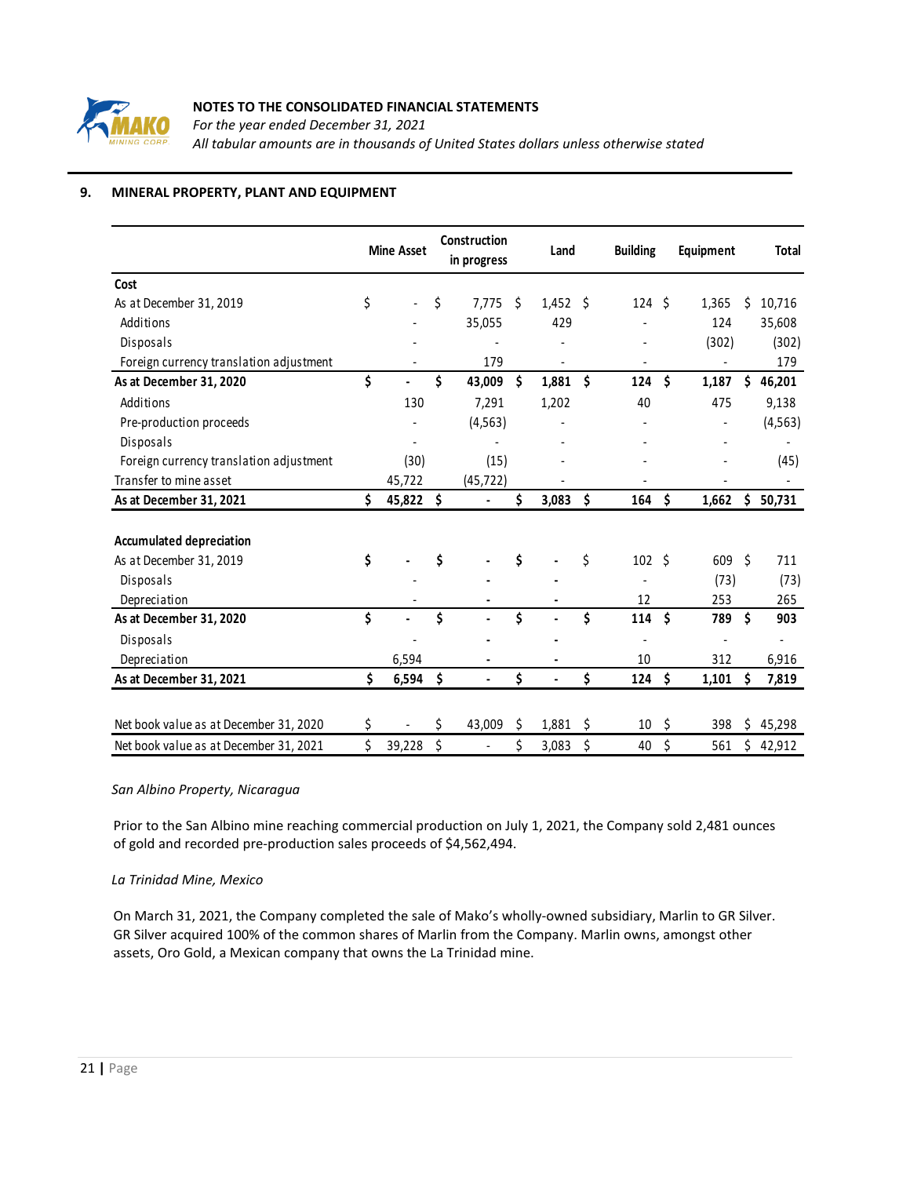## 9. MINERAL PROPERTY, PLANT AND EQUIPMENT

| | Mine Asset | Construction in progress | Land | Building | Equipment | Total |
|---|---|---|---|---|---|---|
| **Cost** | | | | | | |
| As at December 31, 2019 | $ - | $ 7,775 | $ 1,452 | $ 124 | $ 1,365 | $ 10,716 |
| Additions | - | 35,055 | 429 | - | 124 | 35,608 |
| Disposals | - | - | - | - | (302) | (302) |
| Foreign currency translation adjustment | - | 179 | - | - | - | 179 |
| **As at December 31, 2020** | **$ -** | **$ 43,009** | **$ 1,881** | **$ 124** | **$ 1,187** | **$ 46,201** |
| Additions | 130 | 7,291 | 1,202 | 40 | 475 | 9,138 |
| Pre-production proceeds | - | (4,563) | - | - | - | (4,563) |
| Disposals | - | - | - | - | - | - |
| Foreign currency translation adjustment | (30) | (15) | - | - | - | (45) |
| Transfer to mine asset | 45,722 | (45,722) | - | - | - | - |
| **As at December 31, 2021** | **$ 45,822** | **$ -** | **$ 3,083** | **$ 164** | **$ 1,662** | **$ 50,731** |
| | | | | | | |
| **Accumulated depreciation** | | | | | | |
| As at December 31, 2019 | $ - | $ - | $ - | $ 102 | $ 609 | $ 711 |
| Disposals | - | - | - | - | (73) | (73) |
| Depreciation | - | - | - | 12 | 253 | 265 |
| **As at December 31, 2020** | **$ -** | **$ -** | **$ -** | **$ 114** | **$ 789** | **$ 903** |
| Disposals | - | - | - | - | - | - |
| Depreciation | 6,594 | - | - | 10 | 312 | 6,916 |
| **As at December 31, 2021** | **$ 6,594** | **$ -** | **$ -** | **$ 124** | **$ 1,101** | **$ 7,819** |
| | | | | | | |
| Net book value as at December 31, 2020 | $ - | $ 43,009 | $ 1,881 | $ 10 | $ 398 | $ 45,298 |
| Net book value as at December 31, 2021 | $ 39,228 | $ - | $ 3,083 | $ 40 | $ 561 | $ 42,912 |

*San Albino Property, Nicaragua*

Prior to the San Albino mine reaching commercial production on July 1, 2021, the Company sold 2,481 ounces of gold and recorded pre-production sales proceeds of $4,562,494.

*La Trinidad Mine, Mexico*

On March 31, 2021, the Company completed the sale of Mako's wholly-owned subsidiary, Marlin to GR Silver. GR Silver acquired 100% of the common shares of Marlin from the Company. Marlin owns, amongst other assets, Oro Gold, a Mexican company that owns the La Trinidad mine.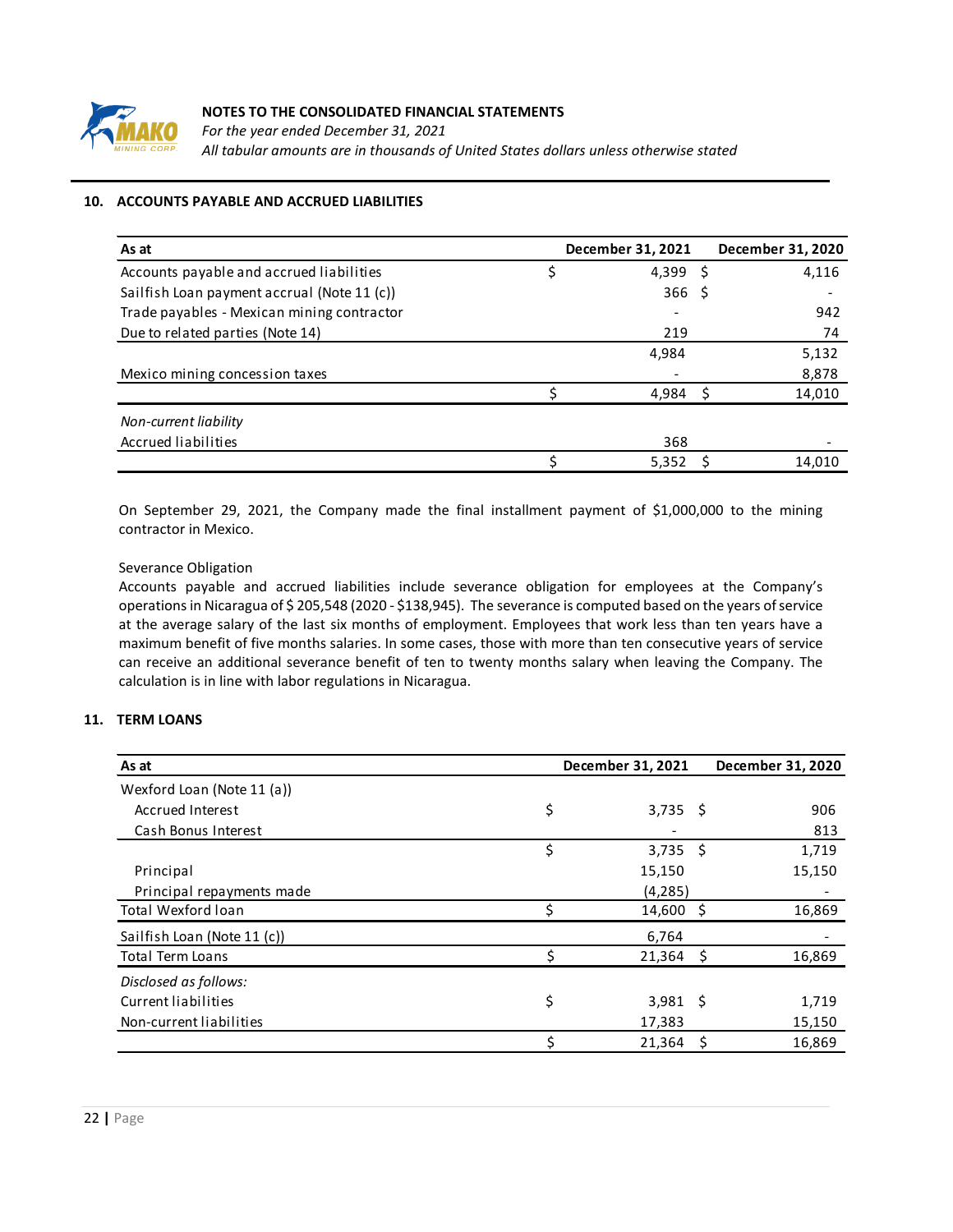## 10. ACCOUNTS PAYABLE AND ACCRUED LIABILITIES

| As at | December 31, 2021 | December 31, 2020 |
|---|---|---|
| Accounts payable and accrued liabilities | $ 4,399 | $ 4,116 |
| Sailfish Loan payment accrual (Note 11 (c)) | 366 | $ - |
| Trade payables - Mexican mining contractor | - | 942 |
| Due to related parties (Note 14) | 219 | 74 |
| | 4,984 | 5,132 |
| Mexico mining concession taxes | - | 8,878 |
| | $ 4,984 | $ 14,010 |
| *Non-current liability* | | |
| Accrued liabilities | 368 | - |
| | $ 5,352 | $ 14,010 |

On September 29, 2021, the Company made the final installment payment of $1,000,000 to the mining contractor in Mexico.

Severance Obligation

Accounts payable and accrued liabilities include severance obligation for employees at the Company's operations in Nicaragua of $ 205,548 (2020 - $138,945). The severance is computed based on the years of service at the average salary of the last six months of employment. Employees that work less than ten years have a maximum benefit of five months salaries. In some cases, those with more than ten consecutive years of service can receive an additional severance benefit of ten to twenty months salary when leaving the Company. The calculation is in line with labor regulations in Nicaragua.

## 11. TERM LOANS

| As at | December 31, 2021 | December 31, 2020 |
|---|---|---|
| Wexford Loan (Note 11 (a)) | | |
| Accrued Interest | $ 3,735 | $ 906 |
| Cash Bonus Interest | - | 813 |
| | $ 3,735 | $ 1,719 |
| Principal | 15,150 | 15,150 |
| Principal repayments made | (4,285) | - |
| Total Wexford loan | $ 14,600 | $ 16,869 |
| Sailfish Loan (Note 11 (c)) | 6,764 | - |
| Total Term Loans | $ 21,364 | $ 16,869 |
| *Disclosed as follows:* | | |
| Current liabilities | $ 3,981 | $ 1,719 |
| Non-current liabilities | 17,383 | 15,150 |
| | $ 21,364 | $ 16,869 |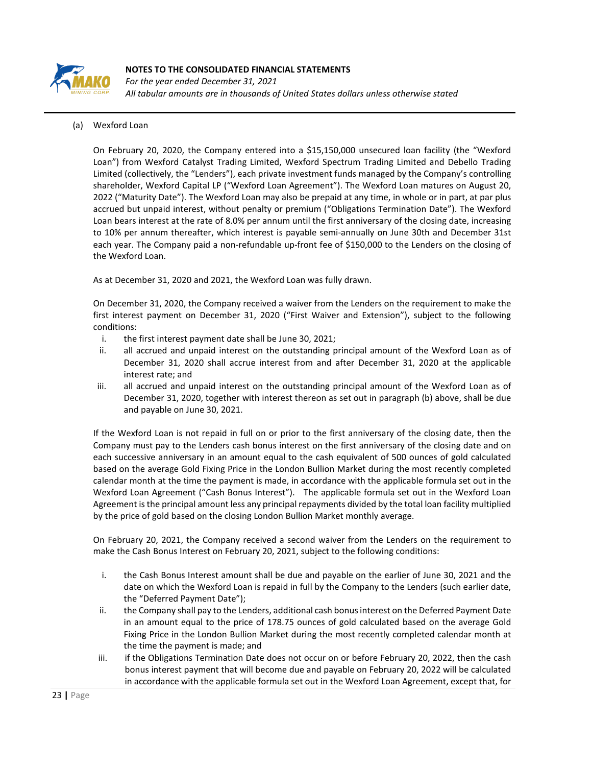(a) Wexford Loan

On February 20, 2020, the Company entered into a $15,150,000 unsecured loan facility (the "Wexford Loan") from Wexford Catalyst Trading Limited, Wexford Spectrum Trading Limited and Debello Trading Limited (collectively, the "Lenders"), each private investment funds managed by the Company's controlling shareholder, Wexford Capital LP ("Wexford Loan Agreement"). The Wexford Loan matures on August 20, 2022 ("Maturity Date"). The Wexford Loan may also be prepaid at any time, in whole or in part, at par plus accrued but unpaid interest, without penalty or premium ("Obligations Termination Date"). The Wexford Loan bears interest at the rate of 8.0% per annum until the first anniversary of the closing date, increasing to 10% per annum thereafter, which interest is payable semi-annually on June 30th and December 31st each year. The Company paid a non-refundable up-front fee of $150,000 to the Lenders on the closing of the Wexford Loan.

As at December 31, 2020 and 2021, the Wexford Loan was fully drawn.

On December 31, 2020, the Company received a waiver from the Lenders on the requirement to make the first interest payment on December 31, 2020 ("First Waiver and Extension"), subject to the following conditions:

i. the first interest payment date shall be June 30, 2021;
ii. all accrued and unpaid interest on the outstanding principal amount of the Wexford Loan as of December 31, 2020 shall accrue interest from and after December 31, 2020 at the applicable interest rate; and
iii. all accrued and unpaid interest on the outstanding principal amount of the Wexford Loan as of December 31, 2020, together with interest thereon as set out in paragraph (b) above, shall be due and payable on June 30, 2021.

If the Wexford Loan is not repaid in full on or prior to the first anniversary of the closing date, then the Company must pay to the Lenders cash bonus interest on the first anniversary of the closing date and on each successive anniversary in an amount equal to the cash equivalent of 500 ounces of gold calculated based on the average Gold Fixing Price in the London Bullion Market during the most recently completed calendar month at the time the payment is made, in accordance with the applicable formula set out in the Wexford Loan Agreement ("Cash Bonus Interest"). The applicable formula set out in the Wexford Loan Agreement is the principal amount less any principal repayments divided by the total loan facility multiplied by the price of gold based on the closing London Bullion Market monthly average.

On February 20, 2021, the Company received a second waiver from the Lenders on the requirement to make the Cash Bonus Interest on February 20, 2021, subject to the following conditions:

i. the Cash Bonus Interest amount shall be due and payable on the earlier of June 30, 2021 and the date on which the Wexford Loan is repaid in full by the Company to the Lenders (such earlier date, the "Deferred Payment Date");
ii. the Company shall pay to the Lenders, additional cash bonus interest on the Deferred Payment Date in an amount equal to the price of 178.75 ounces of gold calculated based on the average Gold Fixing Price in the London Bullion Market during the most recently completed calendar month at the time the payment is made; and
iii. if the Obligations Termination Date does not occur on or before February 20, 2022, then the cash bonus interest payment that will become due and payable on February 20, 2022 will be calculated in accordance with the applicable formula set out in the Wexford Loan Agreement, except that, for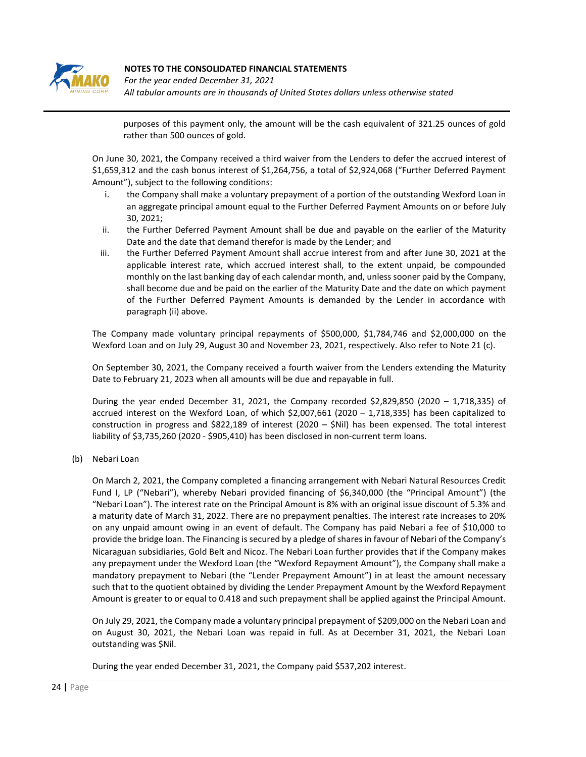purposes of this payment only, the amount will be the cash equivalent of 321.25 ounces of gold rather than 500 ounces of gold.

On June 30, 2021, the Company received a third waiver from the Lenders to defer the accrued interest of $1,659,312 and the cash bonus interest of $1,264,756, a total of $2,924,068 ("Further Deferred Payment Amount"), subject to the following conditions:

i. the Company shall make a voluntary prepayment of a portion of the outstanding Wexford Loan in an aggregate principal amount equal to the Further Deferred Payment Amounts on or before July 30, 2021;
ii. the Further Deferred Payment Amount shall be due and payable on the earlier of the Maturity Date and the date that demand therefor is made by the Lender; and
iii. the Further Deferred Payment Amount shall accrue interest from and after June 30, 2021 at the applicable interest rate, which accrued interest shall, to the extent unpaid, be compounded monthly on the last banking day of each calendar month, and, unless sooner paid by the Company, shall become due and be paid on the earlier of the Maturity Date and the date on which payment of the Further Deferred Payment Amounts is demanded by the Lender in accordance with paragraph (ii) above.

The Company made voluntary principal repayments of $500,000, $1,784,746 and $2,000,000 on the Wexford Loan and on July 29, August 30 and November 23, 2021, respectively. Also refer to Note 21 (c).

On September 30, 2021, the Company received a fourth waiver from the Lenders extending the Maturity Date to February 21, 2023 when all amounts will be due and repayable in full.

During the year ended December 31, 2021, the Company recorded $2,829,850 (2020 – 1,718,335) of accrued interest on the Wexford Loan, of which $2,007,661 (2020 – 1,718,335) has been capitalized to construction in progress and $822,189 of interest (2020 – $Nil) has been expensed. The total interest liability of $3,735,260 (2020 - $905,410) has been disclosed in non-current term loans.

(b) Nebari Loan

On March 2, 2021, the Company completed a financing arrangement with Nebari Natural Resources Credit Fund I, LP ("Nebari"), whereby Nebari provided financing of $6,340,000 (the "Principal Amount") (the "Nebari Loan"). The interest rate on the Principal Amount is 8% with an original issue discount of 5.3% and a maturity date of March 31, 2022. There are no prepayment penalties. The interest rate increases to 20% on any unpaid amount owing in an event of default. The Company has paid Nebari a fee of $10,000 to provide the bridge loan. The Financing is secured by a pledge of shares in favour of Nebari of the Company's Nicaraguan subsidiaries, Gold Belt and Nicoz. The Nebari Loan further provides that if the Company makes any prepayment under the Wexford Loan (the "Wexford Repayment Amount"), the Company shall make a mandatory prepayment to Nebari (the "Lender Prepayment Amount") in at least the amount necessary such that to the quotient obtained by dividing the Lender Prepayment Amount by the Wexford Repayment Amount is greater to or equal to 0.418 and such prepayment shall be applied against the Principal Amount.

On July 29, 2021, the Company made a voluntary principal prepayment of $209,000 on the Nebari Loan and on August 30, 2021, the Nebari Loan was repaid in full. As at December 31, 2021, the Nebari Loan outstanding was $Nil.

During the year ended December 31, 2021, the Company paid $537,202 interest.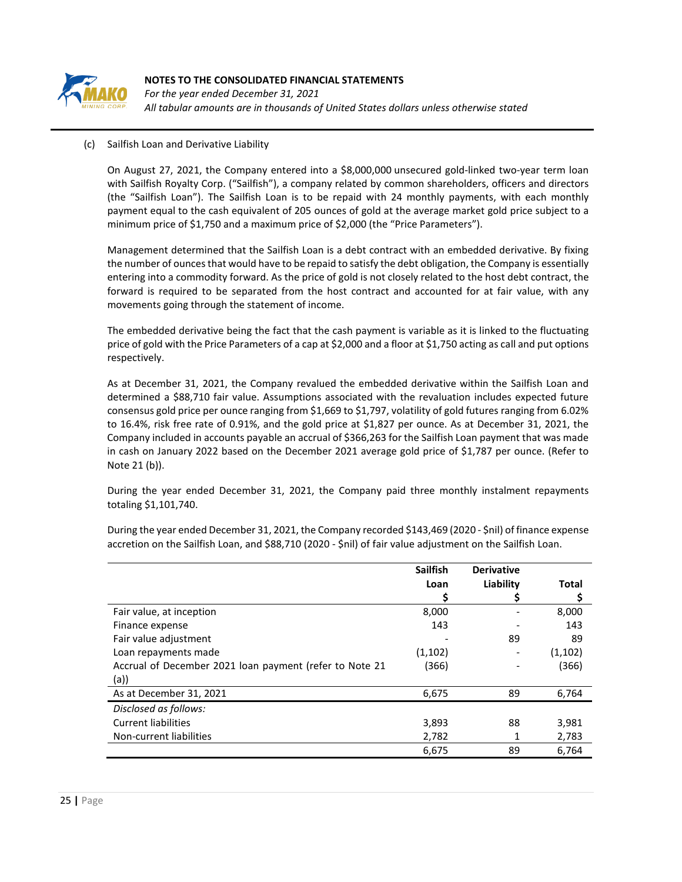(c) Sailfish Loan and Derivative Liability

On August 27, 2021, the Company entered into a $8,000,000 unsecured gold-linked two-year term loan with Sailfish Royalty Corp. ("Sailfish"), a company related by common shareholders, officers and directors (the "Sailfish Loan"). The Sailfish Loan is to be repaid with 24 monthly payments, with each monthly payment equal to the cash equivalent of 205 ounces of gold at the average market gold price subject to a minimum price of $1,750 and a maximum price of $2,000 (the "Price Parameters").

Management determined that the Sailfish Loan is a debt contract with an embedded derivative. By fixing the number of ounces that would have to be repaid to satisfy the debt obligation, the Company is essentially entering into a commodity forward. As the price of gold is not closely related to the host debt contract, the forward is required to be separated from the host contract and accounted for at fair value, with any movements going through the statement of income.

The embedded derivative being the fact that the cash payment is variable as it is linked to the fluctuating price of gold with the Price Parameters of a cap at $2,000 and a floor at $1,750 acting as call and put options respectively.

As at December 31, 2021, the Company revalued the embedded derivative within the Sailfish Loan and determined a $88,710 fair value. Assumptions associated with the revaluation includes expected future consensus gold price per ounce ranging from $1,669 to $1,797, volatility of gold futures ranging from 6.02% to 16.4%, risk free rate of 0.91%, and the gold price at $1,827 per ounce. As at December 31, 2021, the Company included in accounts payable an accrual of $366,263 for the Sailfish Loan payment that was made in cash on January 2022 based on the December 2021 average gold price of $1,787 per ounce. (Refer to Note 21 (b)).

During the year ended December 31, 2021, the Company paid three monthly instalment repayments totaling $1,101,740.

During the year ended December 31, 2021, the Company recorded $143,469 (2020 - $nil) of finance expense accretion on the Sailfish Loan, and $88,710 (2020 - $nil) of fair value adjustment on the Sailfish Loan.

| | Sailfish Loan $ | Derivative Liability $ | Total $ |
|---|---|---|---|
| Fair value, at inception | 8,000 | - | 8,000 |
| Finance expense | 143 | - | 143 |
| Fair value adjustment | - | 89 | 89 |
| Loan repayments made | (1,102) | - | (1,102) |
| Accrual of December 2021 loan payment (refer to Note 21 (a)) | (366) | - | (366) |
| As at December 31, 2021 | 6,675 | 89 | 6,764 |
| *Disclosed as follows:* | | | |
| Current liabilities | 3,893 | 88 | 3,981 |
| Non-current liabilities | 2,782 | 1 | 2,783 |
| | 6,675 | 89 | 6,764 |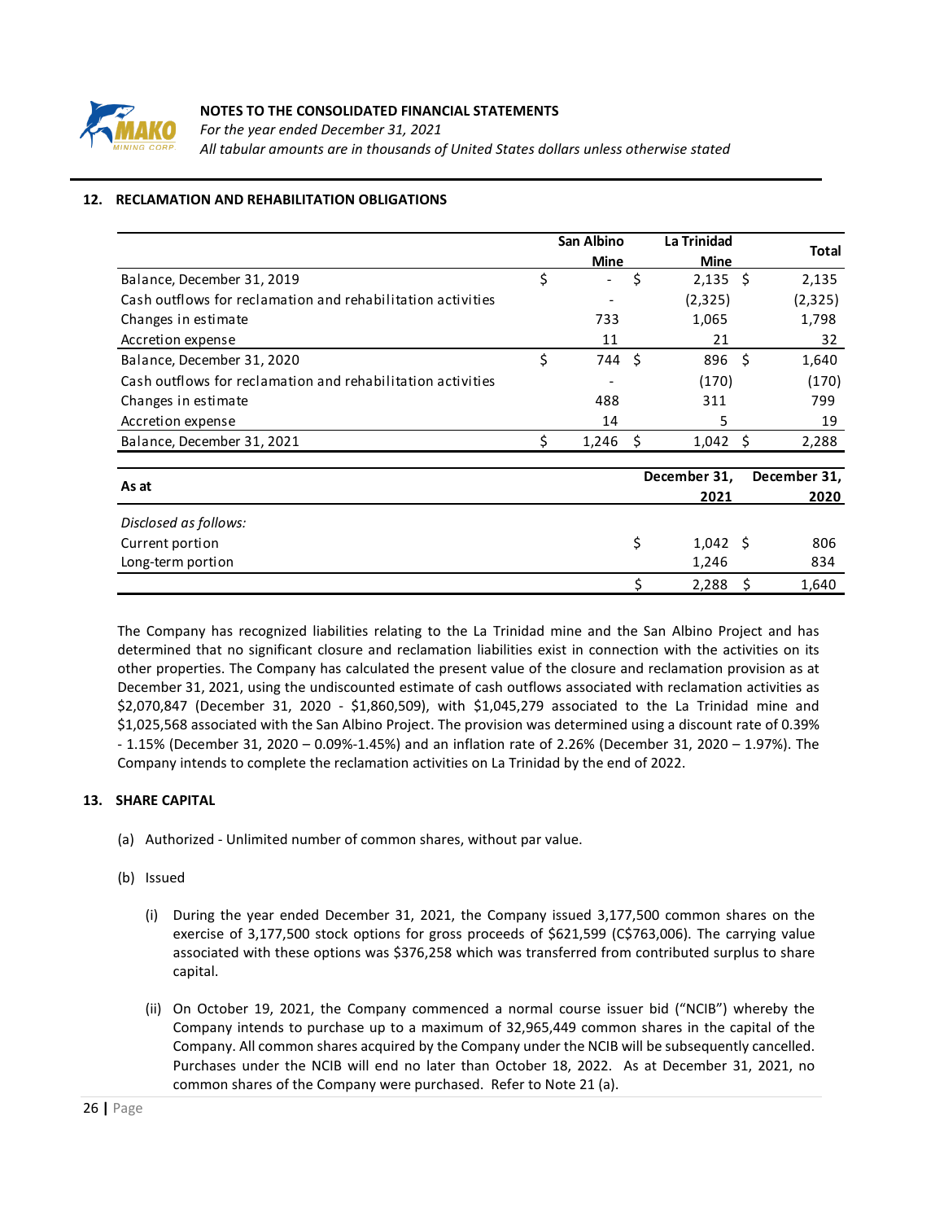## 12. RECLAMATION AND REHABILITATION OBLIGATIONS

| | San Albino Mine | La Trinidad Mine | Total |
|---|---|---|---|
| Balance, December 31, 2019 | $ - | $ 2,135 | $ 2,135 |
| Cash outflows for reclamation and rehabilitation activities | - | (2,325) | (2,325) |
| Changes in estimate | 733 | 1,065 | 1,798 |
| Accretion expense | 11 | 21 | 32 |
| Balance, December 31, 2020 | $ 744 | $ 896 | $ 1,640 |
| Cash outflows for reclamation and rehabilitation activities | - | (170) | (170) |
| Changes in estimate | 488 | 311 | 799 |
| Accretion expense | 14 | 5 | 19 |
| Balance, December 31, 2021 | $ 1,246 | $ 1,042 | $ 2,288 |

| As at | December 31, 2021 | December 31, 2020 |
|---|---|---|
| *Disclosed as follows:* | | |
| Current portion | $ 1,042 | $ 806 |
| Long-term portion | 1,246 | 834 |
| | $ 2,288 | $ 1,640 |

The Company has recognized liabilities relating to the La Trinidad mine and the San Albino Project and has determined that no significant closure and reclamation liabilities exist in connection with the activities on its other properties. The Company has calculated the present value of the closure and reclamation provision as at December 31, 2021, using the undiscounted estimate of cash outflows associated with reclamation activities as $2,070,847 (December 31, 2020 - $1,860,509), with $1,045,279 associated to the La Trinidad mine and $1,025,568 associated with the San Albino Project. The provision was determined using a discount rate of 0.39% - 1.15% (December 31, 2020 – 0.09%-1.45%) and an inflation rate of 2.26% (December 31, 2020 – 1.97%). The Company intends to complete the reclamation activities on La Trinidad by the end of 2022.

## 13. SHARE CAPITAL

(a) Authorized - Unlimited number of common shares, without par value.

(b) Issued

(i) During the year ended December 31, 2021, the Company issued 3,177,500 common shares on the exercise of 3,177,500 stock options for gross proceeds of $621,599 (C$763,006). The carrying value associated with these options was $376,258 which was transferred from contributed surplus to share capital.

(ii) On October 19, 2021, the Company commenced a normal course issuer bid ("NCIB") whereby the Company intends to purchase up to a maximum of 32,965,449 common shares in the capital of the Company. All common shares acquired by the Company under the NCIB will be subsequently cancelled. Purchases under the NCIB will end no later than October 18, 2022. As at December 31, 2021, no common shares of the Company were purchased. Refer to Note 21 (a).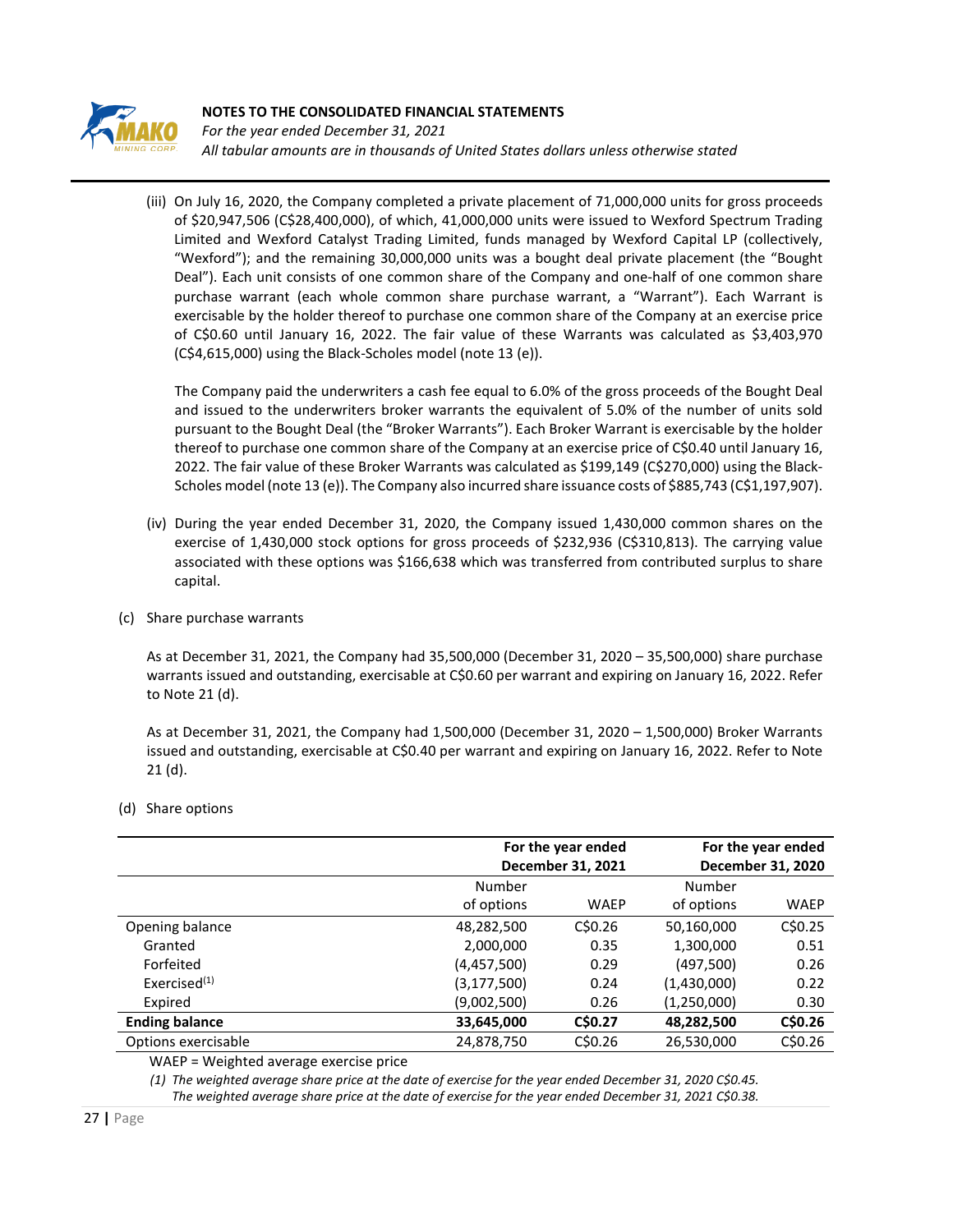(iii) On July 16, 2020, the Company completed a private placement of 71,000,000 units for gross proceeds of $20,947,506 (C$28,400,000), of which, 41,000,000 units were issued to Wexford Spectrum Trading Limited and Wexford Catalyst Trading Limited, funds managed by Wexford Capital LP (collectively, "Wexford"); and the remaining 30,000,000 units was a bought deal private placement (the "Bought Deal"). Each unit consists of one common share of the Company and one-half of one common share purchase warrant (each whole common share purchase warrant, a "Warrant"). Each Warrant is exercisable by the holder thereof to purchase one common share of the Company at an exercise price of C$0.60 until January 16, 2022. The fair value of these Warrants was calculated as $3,403,970 (C$4,615,000) using the Black-Scholes model (note 13 (e)).

The Company paid the underwriters a cash fee equal to 6.0% of the gross proceeds of the Bought Deal and issued to the underwriters broker warrants the equivalent of 5.0% of the number of units sold pursuant to the Bought Deal (the "Broker Warrants"). Each Broker Warrant is exercisable by the holder thereof to purchase one common share of the Company at an exercise price of C$0.40 until January 16, 2022. The fair value of these Broker Warrants was calculated as $199,149 (C$270,000) using the Black-Scholes model (note 13 (e)). The Company also incurred share issuance costs of $885,743 (C$1,197,907).

(iv) During the year ended December 31, 2020, the Company issued 1,430,000 common shares on the exercise of 1,430,000 stock options for gross proceeds of $232,936 (C$310,813). The carrying value associated with these options was $166,638 which was transferred from contributed surplus to share capital.

(c) Share purchase warrants

As at December 31, 2021, the Company had 35,500,000 (December 31, 2020 – 35,500,000) share purchase warrants issued and outstanding, exercisable at C$0.60 per warrant and expiring on January 16, 2022. Refer to Note 21 (d).

As at December 31, 2021, the Company had 1,500,000 (December 31, 2020 – 1,500,000) Broker Warrants issued and outstanding, exercisable at C$0.40 per warrant and expiring on January 16, 2022. Refer to Note 21 (d).

(d) Share options

| | For the year ended December 31, 2021 | | For the year ended December 31, 2020 | |
|---|---|---|---|---|
| | Number of options | WAEP | Number of options | WAEP |
| Opening balance | 48,282,500 | C$0.26 | 50,160,000 | C$0.25 |
| Granted | 2,000,000 | 0.35 | 1,300,000 | 0.51 |
| Forfeited | (4,457,500) | 0.29 | (497,500) | 0.26 |
| Exercised[(1)] | (3,177,500) | 0.24 | (1,430,000) | 0.22 |
| Expired | (9,002,500) | 0.26 | (1,250,000) | 0.30 |
| **Ending balance** | **33,645,000** | **C$0.27** | **48,282,500** | **C$0.26** |
| Options exercisable | 24,878,750 | C$0.26 | 26,530,000 | C$0.26 |

WAEP = Weighted average exercise price

*(1) The weighted average share price at the date of exercise for the year ended December 31, 2020 C$0.45. The weighted average share price at the date of exercise for the year ended December 31, 2021 C$0.38.*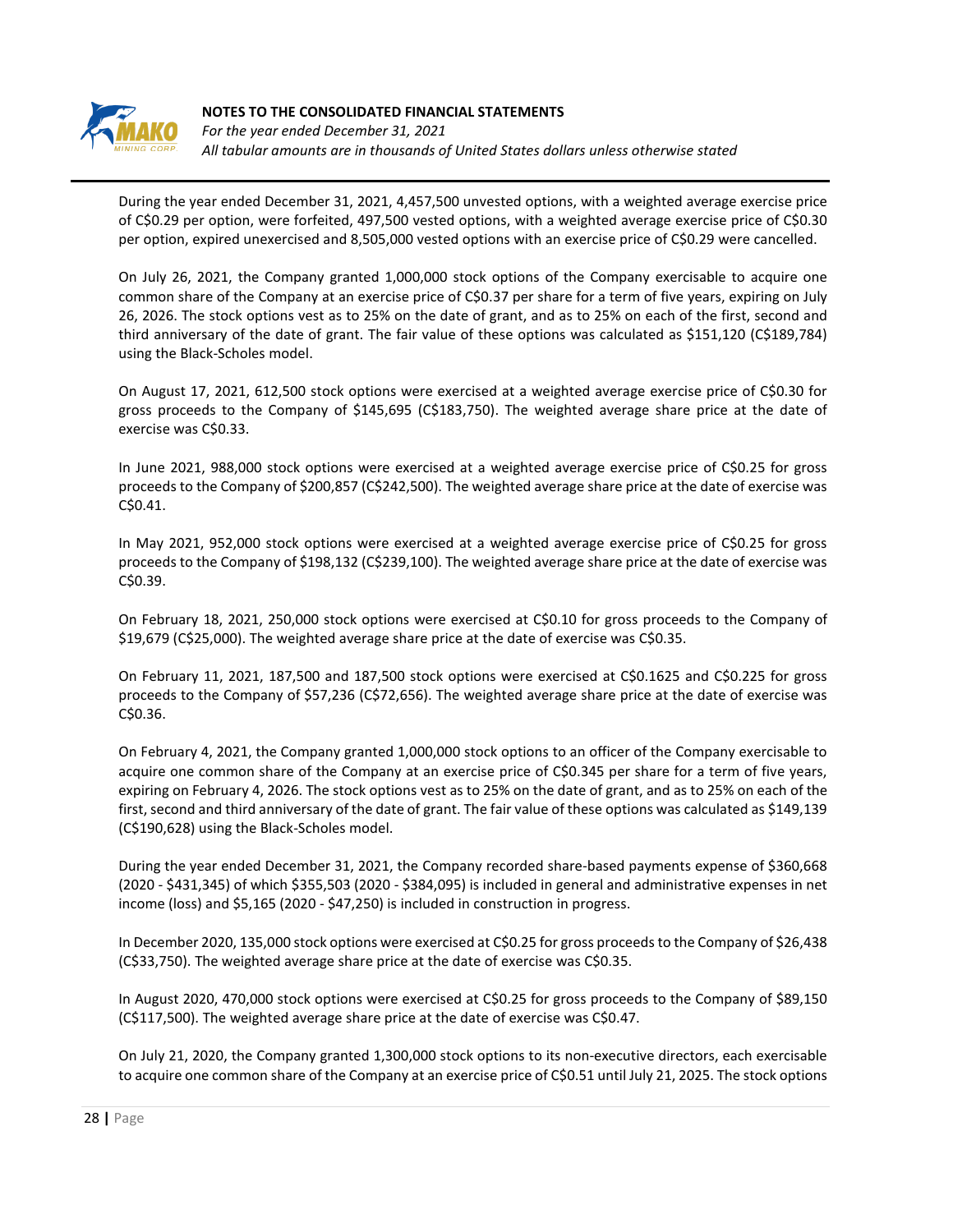During the year ended December 31, 2021, 4,457,500 unvested options, with a weighted average exercise price of C$0.29 per option, were forfeited, 497,500 vested options, with a weighted average exercise price of C$0.30 per option, expired unexercised and 8,505,000 vested options with an exercise price of C$0.29 were cancelled.

On July 26, 2021, the Company granted 1,000,000 stock options of the Company exercisable to acquire one common share of the Company at an exercise price of C$0.37 per share for a term of five years, expiring on July 26, 2026. The stock options vest as to 25% on the date of grant, and as to 25% on each of the first, second and third anniversary of the date of grant. The fair value of these options was calculated as $151,120 (C$189,784) using the Black-Scholes model.

On August 17, 2021, 612,500 stock options were exercised at a weighted average exercise price of C$0.30 for gross proceeds to the Company of $145,695 (C$183,750). The weighted average share price at the date of exercise was C$0.33.

In June 2021, 988,000 stock options were exercised at a weighted average exercise price of C$0.25 for gross proceeds to the Company of $200,857 (C$242,500). The weighted average share price at the date of exercise was C$0.41.

In May 2021, 952,000 stock options were exercised at a weighted average exercise price of C$0.25 for gross proceeds to the Company of $198,132 (C$239,100). The weighted average share price at the date of exercise was C$0.39.

On February 18, 2021, 250,000 stock options were exercised at C$0.10 for gross proceeds to the Company of $19,679 (C$25,000). The weighted average share price at the date of exercise was C$0.35.

On February 11, 2021, 187,500 and 187,500 stock options were exercised at C$0.1625 and C$0.225 for gross proceeds to the Company of $57,236 (C$72,656). The weighted average share price at the date of exercise was C$0.36.

On February 4, 2021, the Company granted 1,000,000 stock options to an officer of the Company exercisable to acquire one common share of the Company at an exercise price of C$0.345 per share for a term of five years, expiring on February 4, 2026. The stock options vest as to 25% on the date of grant, and as to 25% on each of the first, second and third anniversary of the date of grant. The fair value of these options was calculated as $149,139 (C$190,628) using the Black-Scholes model.

During the year ended December 31, 2021, the Company recorded share-based payments expense of $360,668 (2020 - $431,345) of which $355,503 (2020 - $384,095) is included in general and administrative expenses in net income (loss) and $5,165 (2020 - $47,250) is included in construction in progress.

In December 2020, 135,000 stock options were exercised at C$0.25 for gross proceeds to the Company of $26,438 (C$33,750). The weighted average share price at the date of exercise was C$0.35.

In August 2020, 470,000 stock options were exercised at C$0.25 for gross proceeds to the Company of $89,150 (C$117,500). The weighted average share price at the date of exercise was C$0.47.

On July 21, 2020, the Company granted 1,300,000 stock options to its non-executive directors, each exercisable to acquire one common share of the Company at an exercise price of C$0.51 until July 21, 2025. The stock options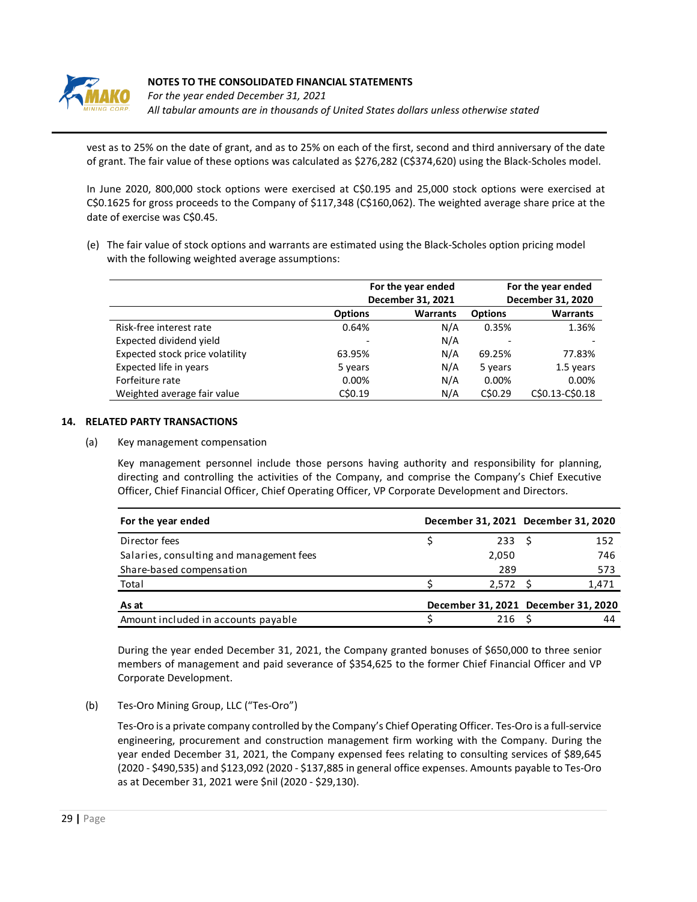vest as to 25% on the date of grant, and as to 25% on each of the first, second and third anniversary of the date of grant. The fair value of these options was calculated as $276,282 (C$374,620) using the Black-Scholes model.

In June 2020, 800,000 stock options were exercised at C$0.195 and 25,000 stock options were exercised at C$0.1625 for gross proceeds to the Company of $117,348 (C$160,062). The weighted average share price at the date of exercise was C$0.45.

(e) The fair value of stock options and warrants are estimated using the Black-Scholes option pricing model with the following weighted average assumptions:

| | For the year ended December 31, 2021 | | For the year ended December 31, 2020 | |
|---|---|---|---|---|
| | Options | Warrants | Options | Warrants |
| Risk-free interest rate | 0.64% | N/A | 0.35% | 1.36% |
| Expected dividend yield | - | N/A | - | - |
| Expected stock price volatility | 63.95% | N/A | 69.25% | 77.83% |
| Expected life in years | 5 years | N/A | 5 years | 1.5 years |
| Forfeiture rate | 0.00% | N/A | 0.00% | 0.00% |
| Weighted average fair value | C$0.19 | N/A | C$0.29 | C$0.13-C$0.18 |

## 14. RELATED PARTY TRANSACTIONS

(a) Key management compensation

Key management personnel include those persons having authority and responsibility for planning, directing and controlling the activities of the Company, and comprise the Company's Chief Executive Officer, Chief Financial Officer, Chief Operating Officer, VP Corporate Development and Directors.

| For the year ended | December 31, 2021 | December 31, 2020 |
|---|---|---|
| Director fees | $ 233 | $ 152 |
| Salaries, consulting and management fees | 2,050 | 746 |
| Share-based compensation | 289 | 573 |
| Total | $ 2,572 | $ 1,471 |

| As at | December 31, 2021 | December 31, 2020 |
|---|---|---|
| Amount included in accounts payable | $ 216 | $ 44 |

During the year ended December 31, 2021, the Company granted bonuses of $650,000 to three senior members of management and paid severance of $354,625 to the former Chief Financial Officer and VP Corporate Development.

(b) Tes-Oro Mining Group, LLC ("Tes-Oro")

Tes-Oro is a private company controlled by the Company's Chief Operating Officer. Tes-Oro is a full-service engineering, procurement and construction management firm working with the Company. During the year ended December 31, 2021, the Company expensed fees relating to consulting services of $89,645 (2020 - $490,535) and $123,092 (2020 - $137,885 in general office expenses. Amounts payable to Tes-Oro as at December 31, 2021 were $nil (2020 - $29,130).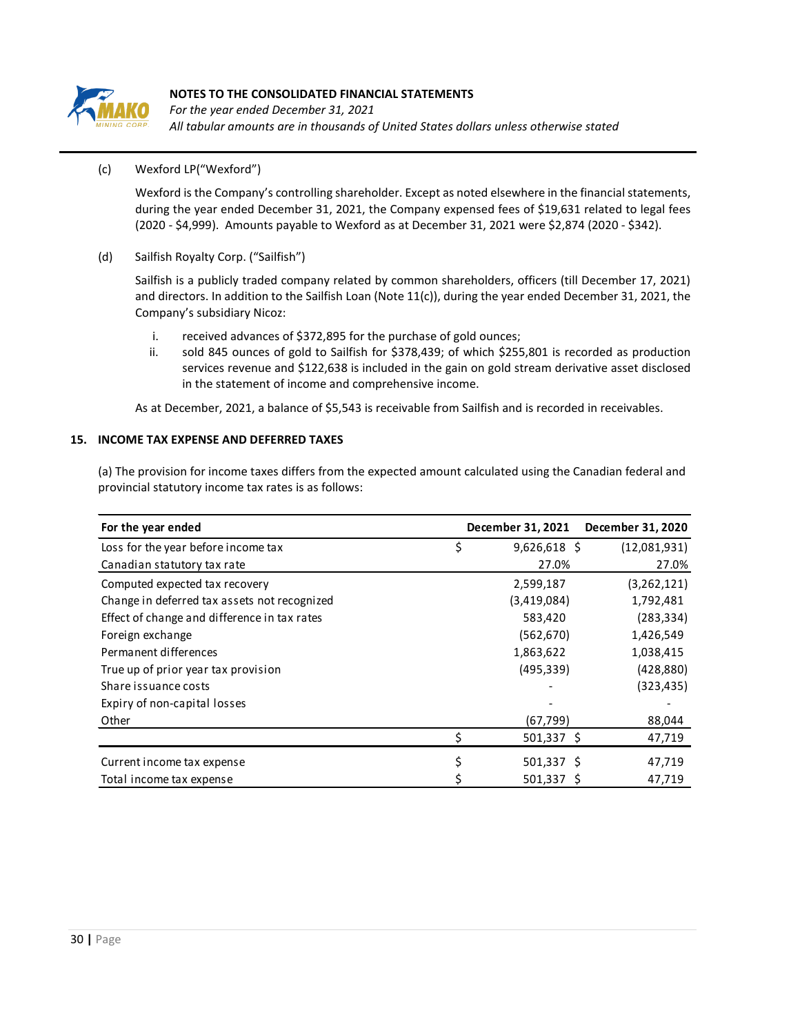(c) Wexford LP(“Wexford”)

Wexford is the Company’s controlling shareholder. Except as noted elsewhere in the financial statements, during the year ended December 31, 2021, the Company expensed fees of $19,631 related to legal fees (2020 - $4,999). Amounts payable to Wexford as at December 31, 2021 were $2,874 (2020 - $342).

(d) Sailfish Royalty Corp. (“Sailfish”)

Sailfish is a publicly traded company related by common shareholders, officers (till December 17, 2021) and directors. In addition to the Sailfish Loan (Note 11(c)), during the year ended December 31, 2021, the Company’s subsidiary Nicoz:

i. received advances of $372,895 for the purchase of gold ounces;
ii. sold 845 ounces of gold to Sailfish for $378,439; of which $255,801 is recorded as production services revenue and $122,638 is included in the gain on gold stream derivative asset disclosed in the statement of income and comprehensive income.

As at December, 2021, a balance of $5,543 is receivable from Sailfish and is recorded in receivables.

## 15. INCOME TAX EXPENSE AND DEFERRED TAXES

(a) The provision for income taxes differs from the expected amount calculated using the Canadian federal and provincial statutory income tax rates is as follows:

| For the year ended | December 31, 2021 | December 31, 2020 |
|---|---|---|
| Loss for the year before income tax | $ 9,626,618 | $ (12,081,931) |
| Canadian statutory tax rate | 27.0% | 27.0% |
| Computed expected tax recovery | 2,599,187 | (3,262,121) |
| Change in deferred tax assets not recognized | (3,419,084) | 1,792,481 |
| Effect of change and difference in tax rates | 583,420 | (283,334) |
| Foreign exchange | (562,670) | 1,426,549 |
| Permanent differences | 1,863,622 | 1,038,415 |
| True up of prior year tax provision | (495,339) | (428,880) |
| Share issuance costs | - | (323,435) |
| Expiry of non-capital losses | - | - |
| Other | (67,799) | 88,044 |
| | $ 501,337 | $ 47,719 |
| Current income tax expense | $ 501,337 | $ 47,719 |
| Total income tax expense | $ 501,337 | $ 47,719 |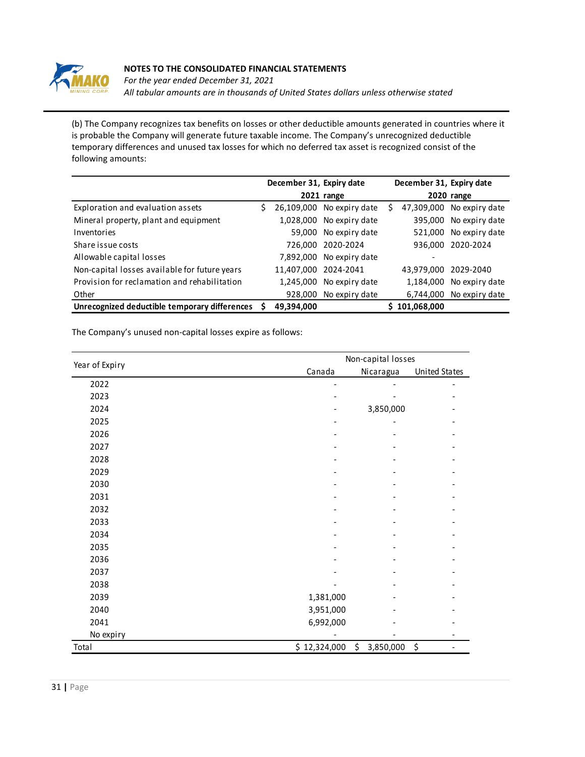(b) The Company recognizes tax benefits on losses or other deductible amounts generated in countries where it is probable the Company will generate future taxable income. The Company's unrecognized deductible temporary differences and unused tax losses for which no deferred tax asset is recognized consist of the following amounts:

| | December 31, 2021 | Expiry date range | December 31, 2020 | Expiry date range |
|---|---|---|---|---|
| Exploration and evaluation assets | $ 26,109,000 | No expiry date | $ 47,309,000 | No expiry date |
| Mineral property, plant and equipment | 1,028,000 | No expiry date | 395,000 | No expiry date |
| Inventories | 59,000 | No expiry date | 521,000 | No expiry date |
| Share issue costs | 726,000 | 2020-2024 | 936,000 | 2020-2024 |
| Allowable capital losses | 7,892,000 | No expiry date | - | |
| Non-capital losses available for future years | 11,407,000 | 2024-2041 | 43,979,000 | 2029-2040 |
| Provision for reclamation and rehabilitation | 1,245,000 | No expiry date | 1,184,000 | No expiry date |
| Other | 928,000 | No expiry date | 6,744,000 | No expiry date |
| **Unrecognized deductible temporary differences** | **$ 49,394,000** | | **$ 101,068,000** | |

The Company's unused non-capital losses expire as follows:

| Year of Expiry | Non-capital losses | | |
|---|---|---|---|
| | Canada | Nicaragua | United States |
| 2022 | - | - | - |
| 2023 | - | - | - |
| 2024 | - | 3,850,000 | - |
| 2025 | - | - | - |
| 2026 | - | - | - |
| 2027 | - | - | - |
| 2028 | - | - | - |
| 2029 | - | - | - |
| 2030 | - | - | - |
| 2031 | - | - | - |
| 2032 | - | - | - |
| 2033 | - | - | - |
| 2034 | - | - | - |
| 2035 | - | - | - |
| 2036 | - | - | - |
| 2037 | - | - | - |
| 2038 | - | - | - |
| 2039 | 1,381,000 | - | - |
| 2040 | 3,951,000 | - | - |
| 2041 | 6,992,000 | - | - |
| No expiry | - | - | - |
| Total | $ 12,324,000 | $ 3,850,000 | $ - |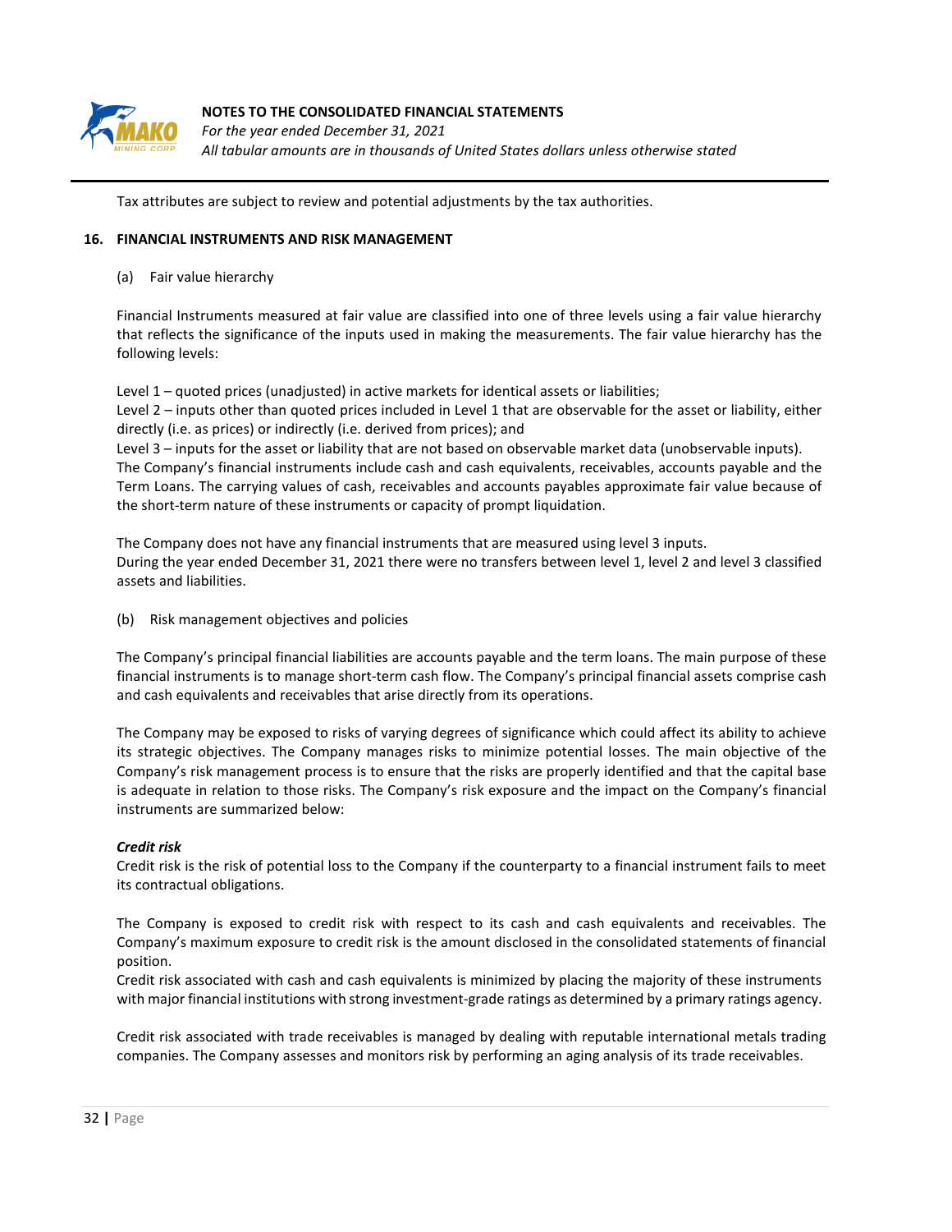Tax attributes are subject to review and potential adjustments by the tax authorities.

## 16. FINANCIAL INSTRUMENTS AND RISK MANAGEMENT

(a) Fair value hierarchy

Financial Instruments measured at fair value are classified into one of three levels using a fair value hierarchy that reflects the significance of the inputs used in making the measurements. The fair value hierarchy has the following levels:

Level 1 – quoted prices (unadjusted) in active markets for identical assets or liabilities;
Level 2 – inputs other than quoted prices included in Level 1 that are observable for the asset or liability, either directly (i.e. as prices) or indirectly (i.e. derived from prices); and
Level 3 – inputs for the asset or liability that are not based on observable market data (unobservable inputs).
The Company's financial instruments include cash and cash equivalents, receivables, accounts payable and the Term Loans. The carrying values of cash, receivables and accounts payables approximate fair value because of the short-term nature of these instruments or capacity of prompt liquidation.

The Company does not have any financial instruments that are measured using level 3 inputs.
During the year ended December 31, 2021 there were no transfers between level 1, level 2 and level 3 classified assets and liabilities.

(b) Risk management objectives and policies

The Company's principal financial liabilities are accounts payable and the term loans. The main purpose of these financial instruments is to manage short-term cash flow. The Company's principal financial assets comprise cash and cash equivalents and receivables that arise directly from its operations.

The Company may be exposed to risks of varying degrees of significance which could affect its ability to achieve its strategic objectives. The Company manages risks to minimize potential losses. The main objective of the Company's risk management process is to ensure that the risks are properly identified and that the capital base is adequate in relation to those risks. The Company's risk exposure and the impact on the Company's financial instruments are summarized below:

***Credit risk***
Credit risk is the risk of potential loss to the Company if the counterparty to a financial instrument fails to meet its contractual obligations.

The Company is exposed to credit risk with respect to its cash and cash equivalents and receivables. The Company's maximum exposure to credit risk is the amount disclosed in the consolidated statements of financial position.
Credit risk associated with cash and cash equivalents is minimized by placing the majority of these instruments with major financial institutions with strong investment-grade ratings as determined by a primary ratings agency.

Credit risk associated with trade receivables is managed by dealing with reputable international metals trading companies. The Company assesses and monitors risk by performing an aging analysis of its trade receivables.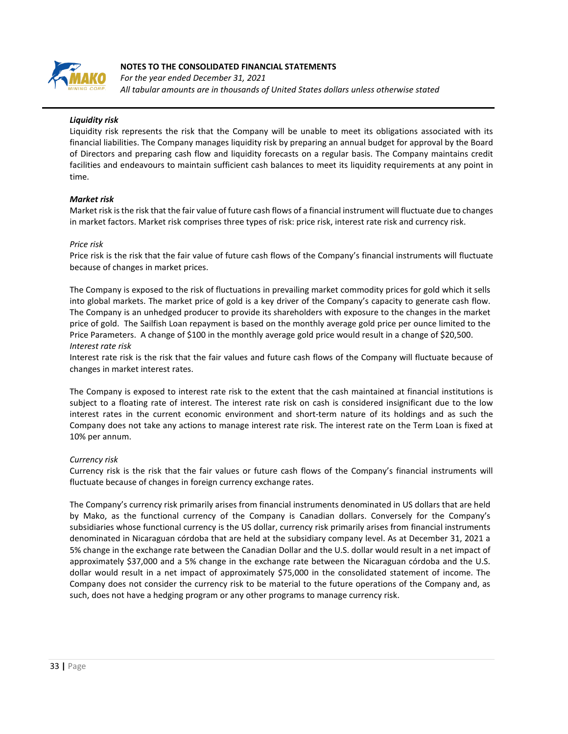***Liquidity risk***

Liquidity risk represents the risk that the Company will be unable to meet its obligations associated with its financial liabilities. The Company manages liquidity risk by preparing an annual budget for approval by the Board of Directors and preparing cash flow and liquidity forecasts on a regular basis. The Company maintains credit facilities and endeavours to maintain sufficient cash balances to meet its liquidity requirements at any point in time.

***Market risk***

Market risk is the risk that the fair value of future cash flows of a financial instrument will fluctuate due to changes in market factors. Market risk comprises three types of risk: price risk, interest rate risk and currency risk.

*Price risk*

Price risk is the risk that the fair value of future cash flows of the Company's financial instruments will fluctuate because of changes in market prices.

The Company is exposed to the risk of fluctuations in prevailing market commodity prices for gold which it sells into global markets. The market price of gold is a key driver of the Company's capacity to generate cash flow. The Company is an unhedged producer to provide its shareholders with exposure to the changes in the market price of gold. The Sailfish Loan repayment is based on the monthly average gold price per ounce limited to the Price Parameters. A change of $100 in the monthly average gold price would result in a change of $20,500.

*Interest rate risk*

Interest rate risk is the risk that the fair values and future cash flows of the Company will fluctuate because of changes in market interest rates.

The Company is exposed to interest rate risk to the extent that the cash maintained at financial institutions is subject to a floating rate of interest. The interest rate risk on cash is considered insignificant due to the low interest rates in the current economic environment and short-term nature of its holdings and as such the Company does not take any actions to manage interest rate risk. The interest rate on the Term Loan is fixed at 10% per annum.

*Currency risk*

Currency risk is the risk that the fair values or future cash flows of the Company's financial instruments will fluctuate because of changes in foreign currency exchange rates.

The Company's currency risk primarily arises from financial instruments denominated in US dollars that are held by Mako, as the functional currency of the Company is Canadian dollars. Conversely for the Company's subsidiaries whose functional currency is the US dollar, currency risk primarily arises from financial instruments denominated in Nicaraguan córdoba that are held at the subsidiary company level. As at December 31, 2021 a 5% change in the exchange rate between the Canadian Dollar and the U.S. dollar would result in a net impact of approximately $37,000 and a 5% change in the exchange rate between the Nicaraguan córdoba and the U.S. dollar would result in a net impact of approximately $75,000 in the consolidated statement of income. The Company does not consider the currency risk to be material to the future operations of the Company and, as such, does not have a hedging program or any other programs to manage currency risk.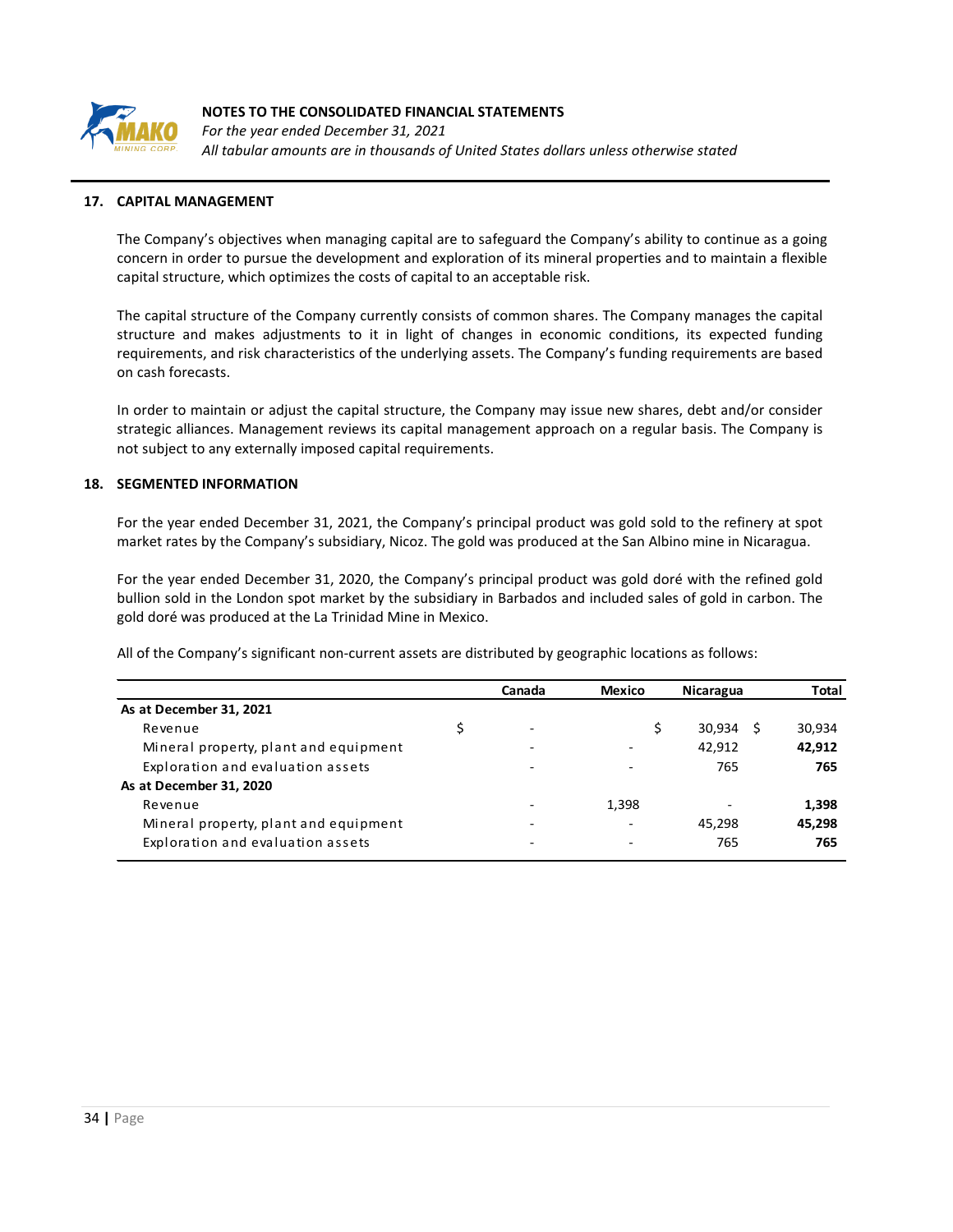## 17. CAPITAL MANAGEMENT

The Company's objectives when managing capital are to safeguard the Company's ability to continue as a going concern in order to pursue the development and exploration of its mineral properties and to maintain a flexible capital structure, which optimizes the costs of capital to an acceptable risk.

The capital structure of the Company currently consists of common shares. The Company manages the capital structure and makes adjustments to it in light of changes in economic conditions, its expected funding requirements, and risk characteristics of the underlying assets. The Company's funding requirements are based on cash forecasts.

In order to maintain or adjust the capital structure, the Company may issue new shares, debt and/or consider strategic alliances. Management reviews its capital management approach on a regular basis. The Company is not subject to any externally imposed capital requirements.

## 18. SEGMENTED INFORMATION

For the year ended December 31, 2021, the Company's principal product was gold sold to the refinery at spot market rates by the Company's subsidiary, Nicoz. The gold was produced at the San Albino mine in Nicaragua.

For the year ended December 31, 2020, the Company's principal product was gold doré with the refined gold bullion sold in the London spot market by the subsidiary in Barbados and included sales of gold in carbon. The gold doré was produced at the La Trinidad Mine in Mexico.

All of the Company's significant non-current assets are distributed by geographic locations as follows:

| | Canada | Mexico | Nicaragua | Total |
|---|---|---|---|---|
| **As at December 31, 2021** | | | | |
| Revenue | $ - | | $ 30,934 | $ 30,934 |
| Mineral property, plant and equipment | - | - | 42,912 | **42,912** |
| Exploration and evaluation assets | - | - | 765 | **765** |
| **As at December 31, 2020** | | | | |
| Revenue | - | 1,398 | - | **1,398** |
| Mineral property, plant and equipment | - | - | 45,298 | **45,298** |
| Exploration and evaluation assets | - | - | 765 | **765** |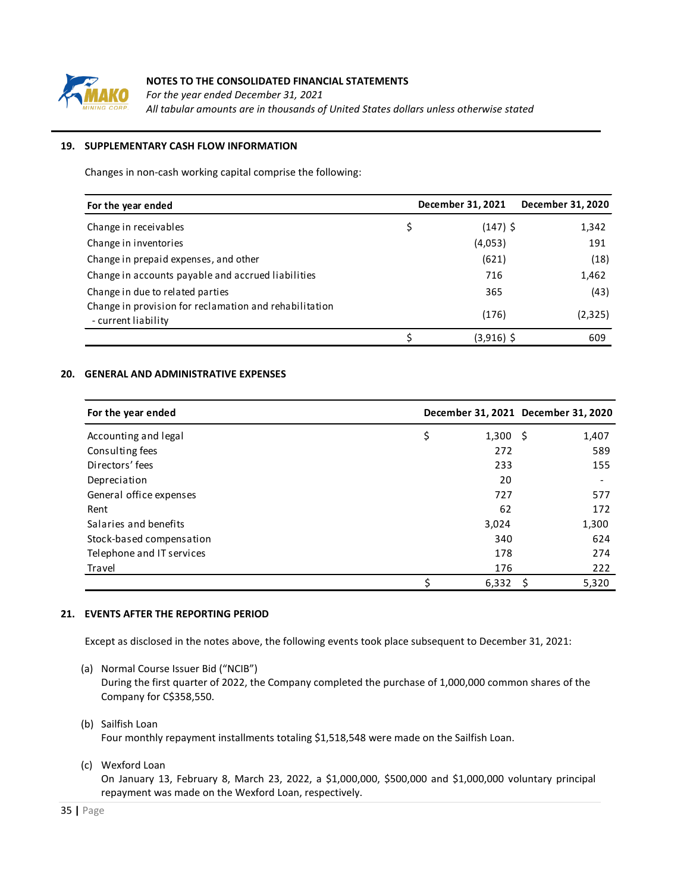## 19. SUPPLEMENTARY CASH FLOW INFORMATION

Changes in non-cash working capital comprise the following:

| For the year ended | December 31, 2021 | December 31, 2020 |
|---|---|---|
| Change in receivables | $ (147) | $ 1,342 |
| Change in inventories | (4,053) | 191 |
| Change in prepaid expenses, and other | (621) | (18) |
| Change in accounts payable and accrued liabilities | 716 | 1,462 |
| Change in due to related parties | 365 | (43) |
| Change in provision for reclamation and rehabilitation - current liability | (176) | (2,325) |
| | $ (3,916) | $ 609 |

## 20. GENERAL AND ADMINISTRATIVE EXPENSES

| For the year ended | December 31, 2021 | December 31, 2020 |
|---|---|---|
| Accounting and legal | $ 1,300 | $ 1,407 |
| Consulting fees | 272 | 589 |
| Directors' fees | 233 | 155 |
| Depreciation | 20 | - |
| General office expenses | 727 | 577 |
| Rent | 62 | 172 |
| Salaries and benefits | 3,024 | 1,300 |
| Stock-based compensation | 340 | 624 |
| Telephone and IT services | 178 | 274 |
| Travel | 176 | 222 |
| | $ 6,332 | $ 5,320 |

## 21. EVENTS AFTER THE REPORTING PERIOD

Except as disclosed in the notes above, the following events took place subsequent to December 31, 2021:

(a) Normal Course Issuer Bid ("NCIB")
During the first quarter of 2022, the Company completed the purchase of 1,000,000 common shares of the Company for C$358,550.

(b) Sailfish Loan
Four monthly repayment installments totaling $1,518,548 were made on the Sailfish Loan.

(c) Wexford Loan
On January 13, February 8, March 23, 2022, a $1,000,000, $500,000 and $1,000,000 voluntary principal repayment was made on the Wexford Loan, respectively.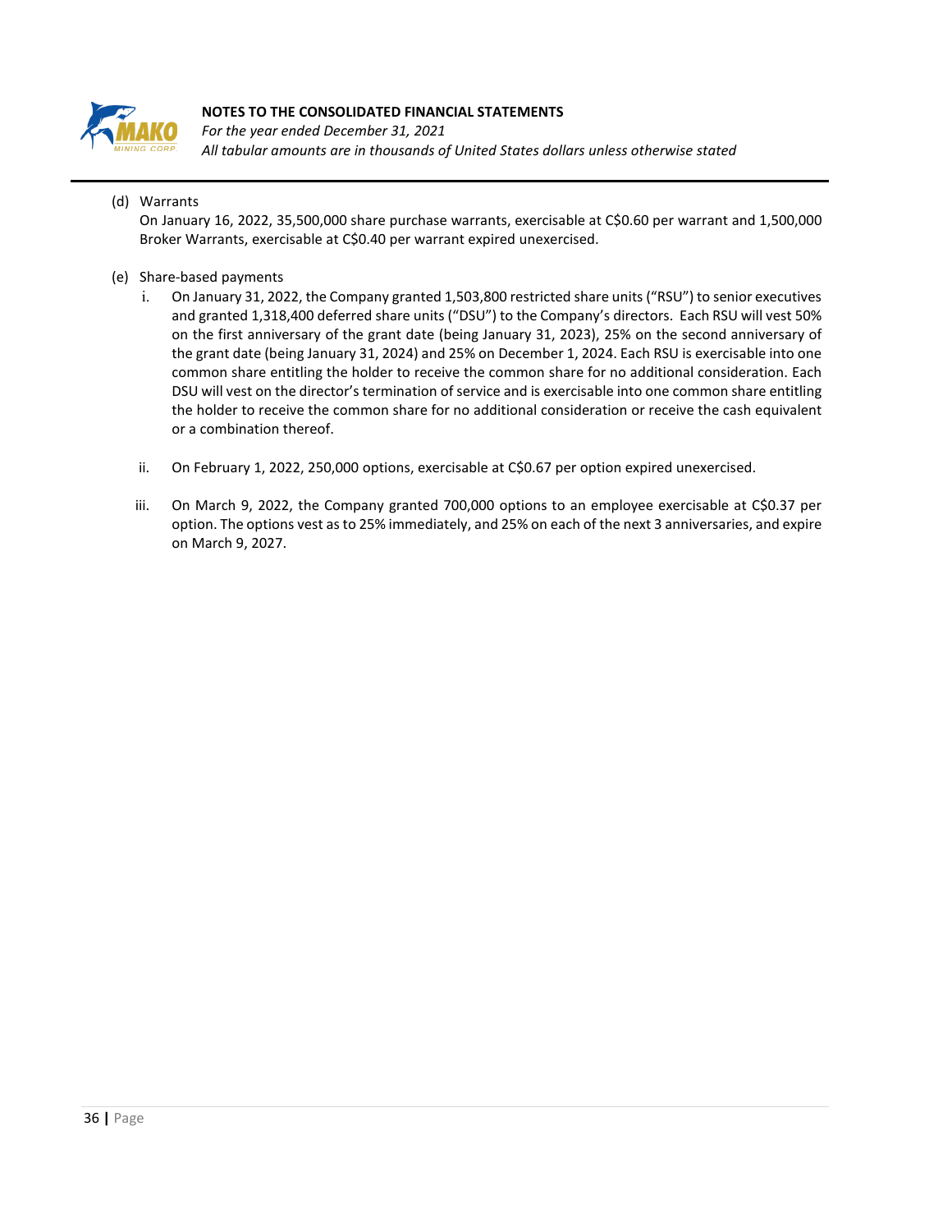(d) Warrants

On January 16, 2022, 35,500,000 share purchase warrants, exercisable at C$0.60 per warrant and 1,500,000 Broker Warrants, exercisable at C$0.40 per warrant expired unexercised.

(e) Share-based payments

i. On January 31, 2022, the Company granted 1,503,800 restricted share units ("RSU") to senior executives and granted 1,318,400 deferred share units ("DSU") to the Company's directors. Each RSU will vest 50% on the first anniversary of the grant date (being January 31, 2023), 25% on the second anniversary of the grant date (being January 31, 2024) and 25% on December 1, 2024. Each RSU is exercisable into one common share entitling the holder to receive the common share for no additional consideration. Each DSU will vest on the director's termination of service and is exercisable into one common share entitling the holder to receive the common share for no additional consideration or receive the cash equivalent or a combination thereof.

ii. On February 1, 2022, 250,000 options, exercisable at C$0.67 per option expired unexercised.

iii. On March 9, 2022, the Company granted 700,000 options to an employee exercisable at C$0.37 per option. The options vest as to 25% immediately, and 25% on each of the next 3 anniversaries, and expire on March 9, 2027.